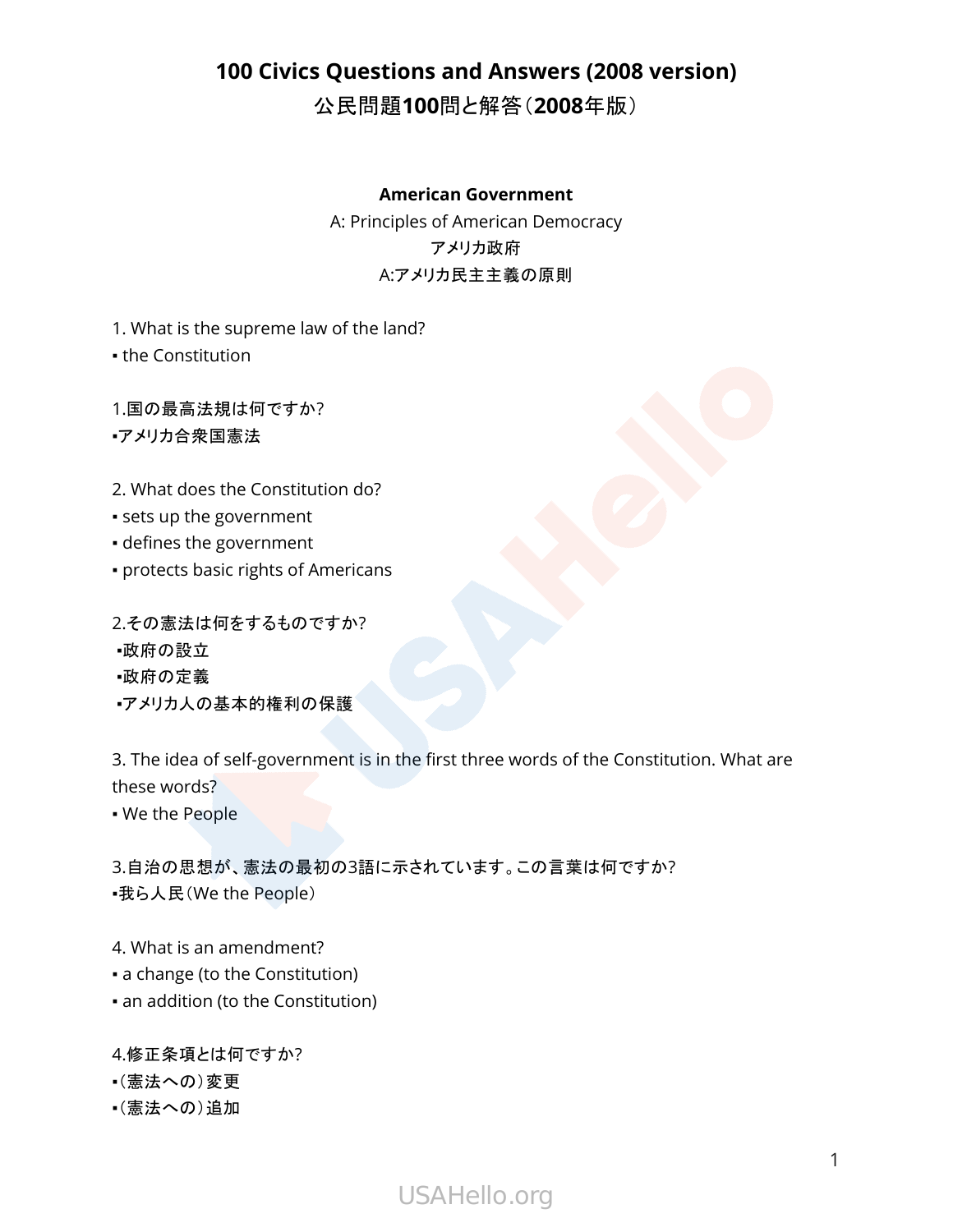# 100 Civics Questions and Answers (2008 version)
# 公民問題100問と解答（2008年版）

## American Government

A: Principles of American Democracy

アメリカ政府

A:アメリカ民主主義の原則

1. What is the supreme law of the land?
▪ the Constitution

1.国の最高法規は何ですか?
▪アメリカ合衆国憲法

2. What does the Constitution do?
▪ sets up the government
▪ defines the government
▪ protects basic rights of Americans

2.その憲法は何をするものですか?
▪政府の設立
▪政府の定義
▪アメリカ人の基本的権利の保護

3. The idea of self-government is in the first three words of the Constitution. What are these words?
▪ We the People

3.自治の思想が、憲法の最初の3語に示されています。この言葉は何ですか?
▪我ら人民（We the People）

4. What is an amendment?
▪ a change (to the Constitution)
▪ an addition (to the Constitution)

4.修正条項とは何ですか?
▪（憲法への）変更
▪（憲法への）追加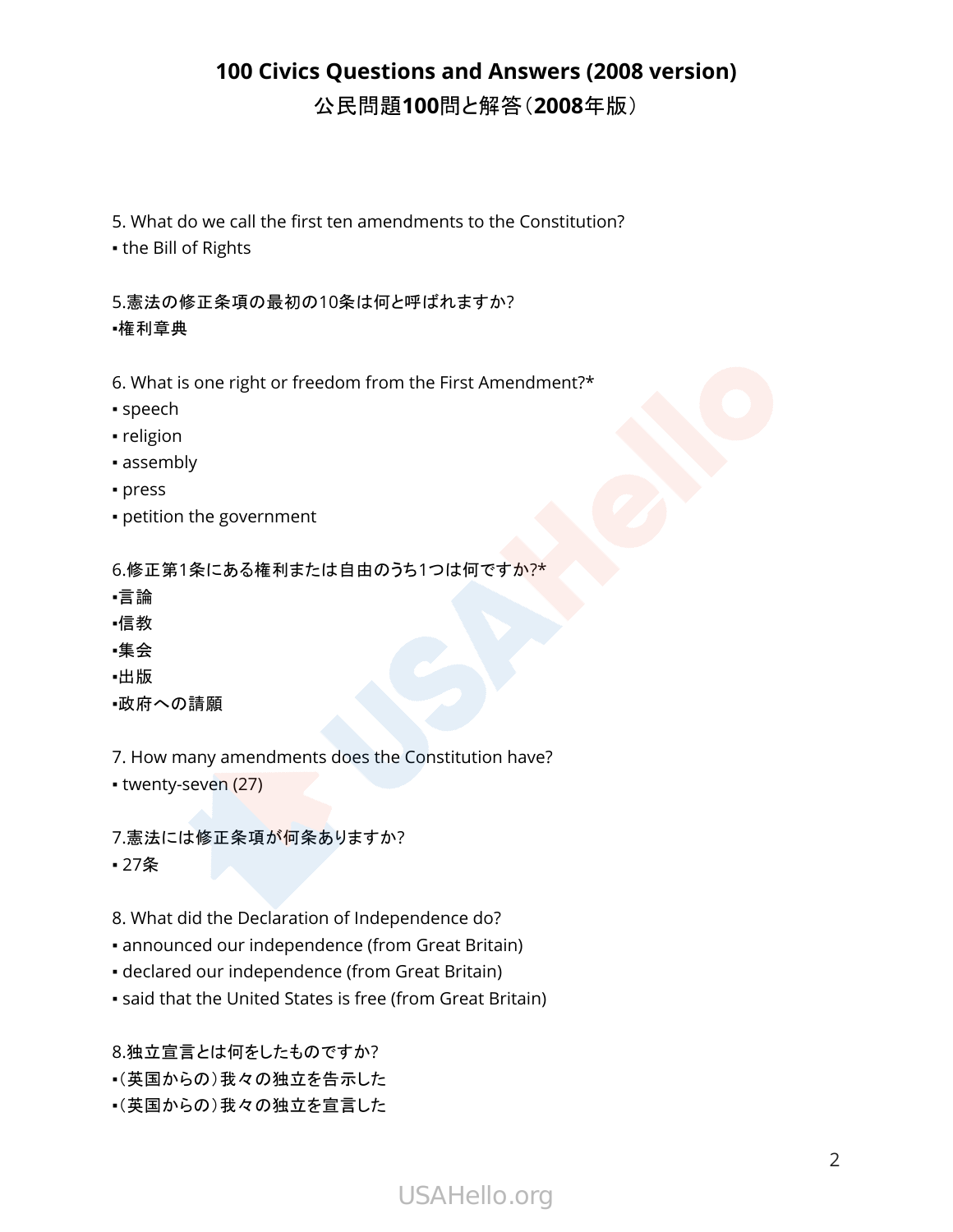# 100 Civics Questions and Answers (2008 version)
## 公民問題100問と解答（2008年版）

5. What do we call the first ten amendments to the Constitution?
▪ the Bill of Rights

5.憲法の修正条項の最初の10条は何と呼ばれますか?
▪権利章典

6. What is one right or freedom from the First Amendment?*
▪ speech
▪ religion
▪ assembly
▪ press
▪ petition the government

6.修正第1条にある権利または自由のうち1つは何ですか?*
▪言論
▪信教
▪集会
▪出版
▪政府への請願

7. How many amendments does the Constitution have?
▪ twenty-seven (27)

7.憲法には修正条項が何条ありますか?
▪ 27条

8. What did the Declaration of Independence do?
▪ announced our independence (from Great Britain)
▪ declared our independence (from Great Britain)
▪ said that the United States is free (from Great Britain)

8.独立宣言とは何をしたものですか?
▪（英国からの）我々の独立を告示した
▪（英国からの）我々の独立を宣言した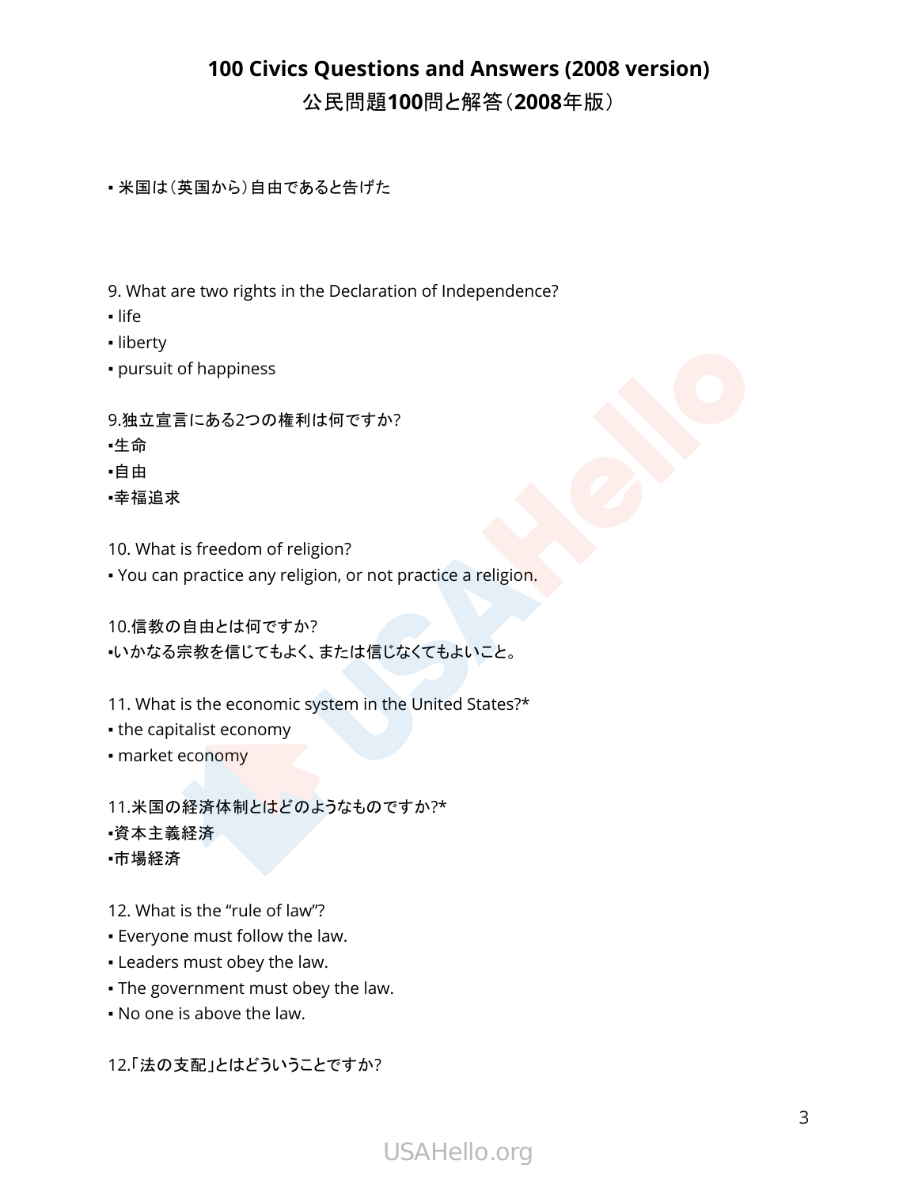- 米国は（英国から）自由であると告げた

9. What are two rights in the Declaration of Independence?
- life
- liberty
- pursuit of happiness

9.独立宣言にある2つの権利は何ですか?
- 生命
- 自由
- 幸福追求

10. What is freedom of religion?
- You can practice any religion, or not practice a religion.

10.信教の自由とは何ですか?
- いかなる宗教を信じてもよく、または信じなくてもよいこと。

11. What is the economic system in the United States?*
- the capitalist economy
- market economy

11.米国の経済体制とはどのようなものですか?*
- 資本主義経済
- 市場経済

12. What is the "rule of law"?
- Everyone must follow the law.
- Leaders must obey the law.
- The government must obey the law.
- No one is above the law.

12.「法の支配」とはどういうことですか?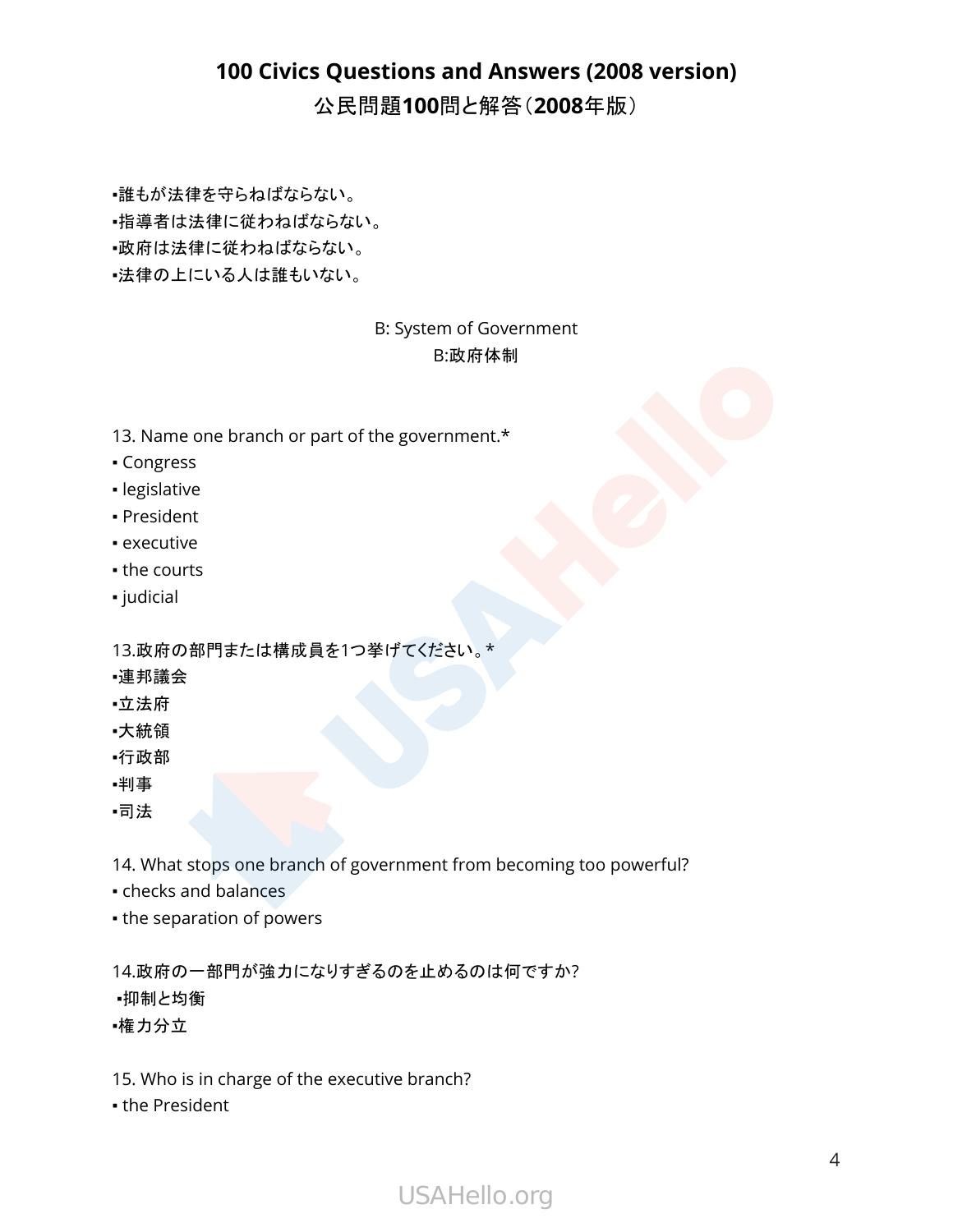# 100 Civics Questions and Answers (2008 version)
## 公民問題100問と解答（2008年版）

▪誰もが法律を守らねばならない。
▪指導者は法律に従わねばならない。
▪政府は法律に従わねばならない。
▪法律の上にいる人は誰もいない。

### B: System of Government
### B:政府体制

13. Name one branch or part of the government.*
▪ Congress
▪ legislative
▪ President
▪ executive
▪ the courts
▪ judicial

13.政府の部門または構成員を1つ挙げてください。*
▪連邦議会
▪立法府
▪大統領
▪行政部
▪判事
▪司法

14. What stops one branch of government from becoming too powerful?
▪ checks and balances
▪ the separation of powers

14.政府の一部門が強力になりすぎるのを止めるのは何ですか?
▪抑制と均衡
▪権力分立

15. Who is in charge of the executive branch?
▪ the President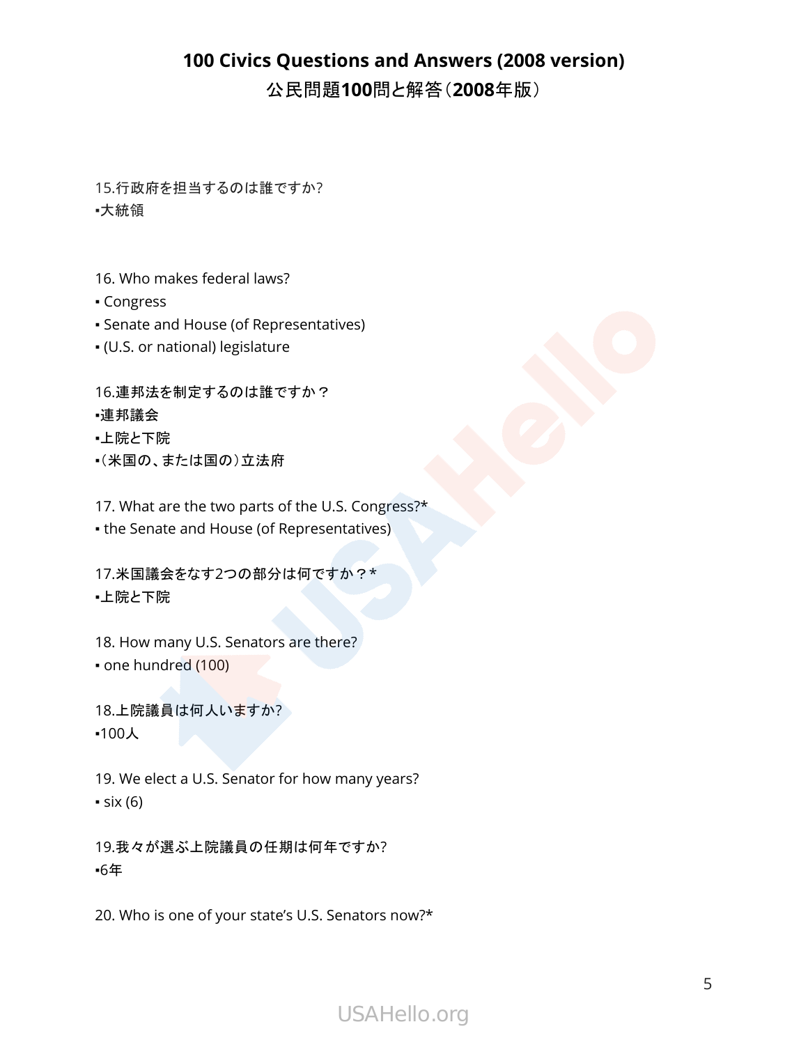## 100 Civics Questions and Answers (2008 version)
## 公民問題100問と解答（2008年版）

15.行政府を担当するのは誰ですか?
▪大統領

16. Who makes federal laws?
▪ Congress
▪ Senate and House (of Representatives)
▪ (U.S. or national) legislature

16.連邦法を制定するのは誰ですか？
▪連邦議会
▪上院と下院
▪（米国の、または国の）立法府

17. What are the two parts of the U.S. Congress?*
▪ the Senate and House (of Representatives)

17.米国議会をなす2つの部分は何ですか？*
▪上院と下院

18. How many U.S. Senators are there?
▪ one hundred (100)

18.上院議員は何人いますか?
▪100人

19. We elect a U.S. Senator for how many years?
▪ six (6)

19.我々が選ぶ上院議員の任期は何年ですか?
▪6年

20. Who is one of your state's U.S. Senators now?*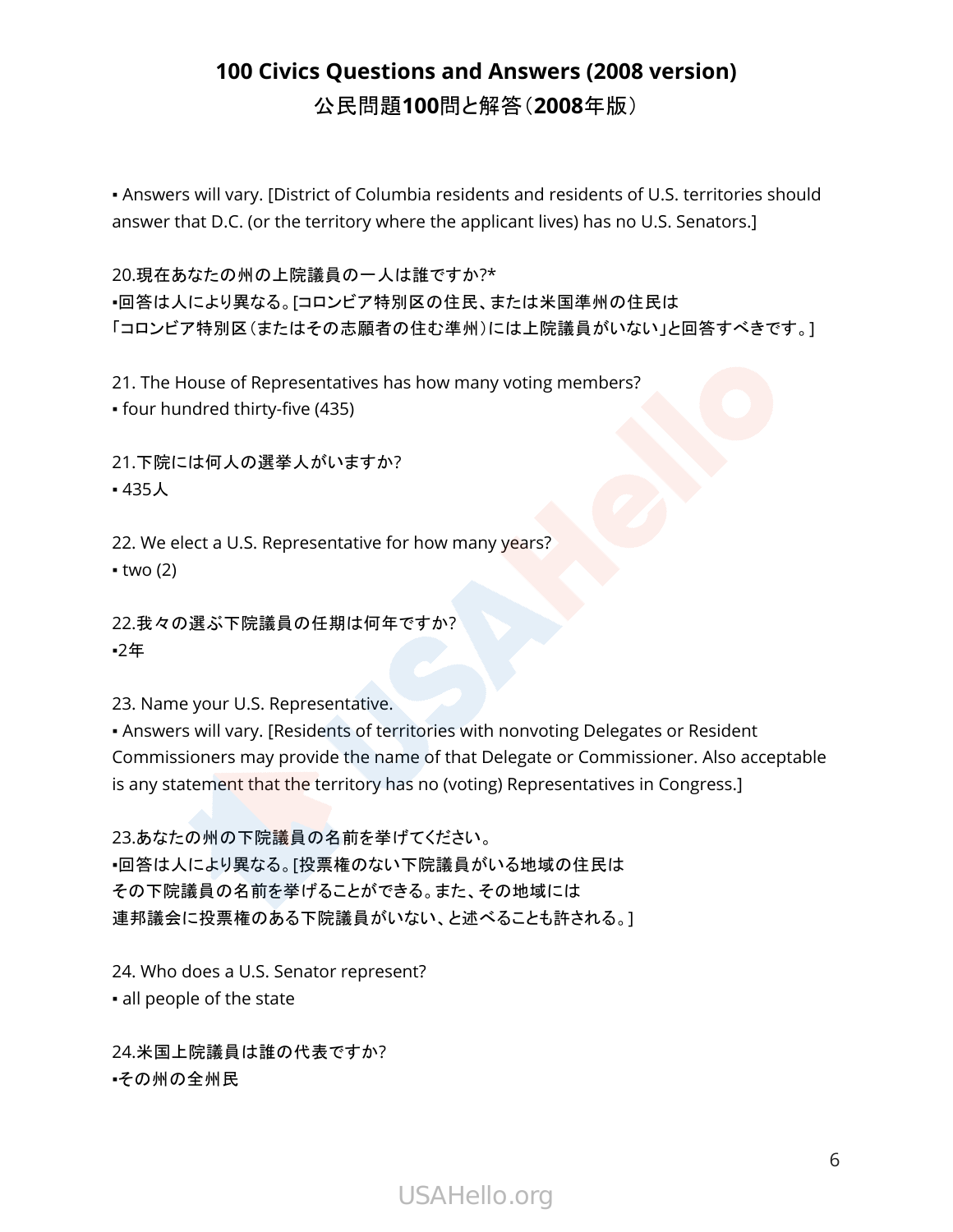▪ Answers will vary. [District of Columbia residents and residents of U.S. territories should answer that D.C. (or the territory where the applicant lives) has no U.S. Senators.]

20.現在あなたの州の上院議員の一人は誰ですか?*
▪回答は人により異なる。[コロンビア特別区の住民、または米国準州の住民は「コロンビア特別区（またはその志願者の住む準州）には上院議員がいない」と回答すべきです。]

21. The House of Representatives has how many voting members?
▪ four hundred thirty-five (435)

21.下院には何人の選挙人がいますか?
▪ 435人

22. We elect a U.S. Representative for how many years?
▪ two (2)

22.我々の選ぶ下院議員の任期は何年ですか?
▪2年

23. Name your U.S. Representative.
▪ Answers will vary. [Residents of territories with nonvoting Delegates or Resident Commissioners may provide the name of that Delegate or Commissioner. Also acceptable is any statement that the territory has no (voting) Representatives in Congress.]

23.あなたの州の下院議員の名前を挙げてください。
▪回答は人により異なる。[投票権のない下院議員がいる地域の住民はその下院議員の名前を挙げることができる。また、その地域には連邦議会に投票権のある下院議員がいない、と述べることも許される。]

24. Who does a U.S. Senator represent?
▪ all people of the state

24.米国上院議員は誰の代表ですか?
▪その州の全州民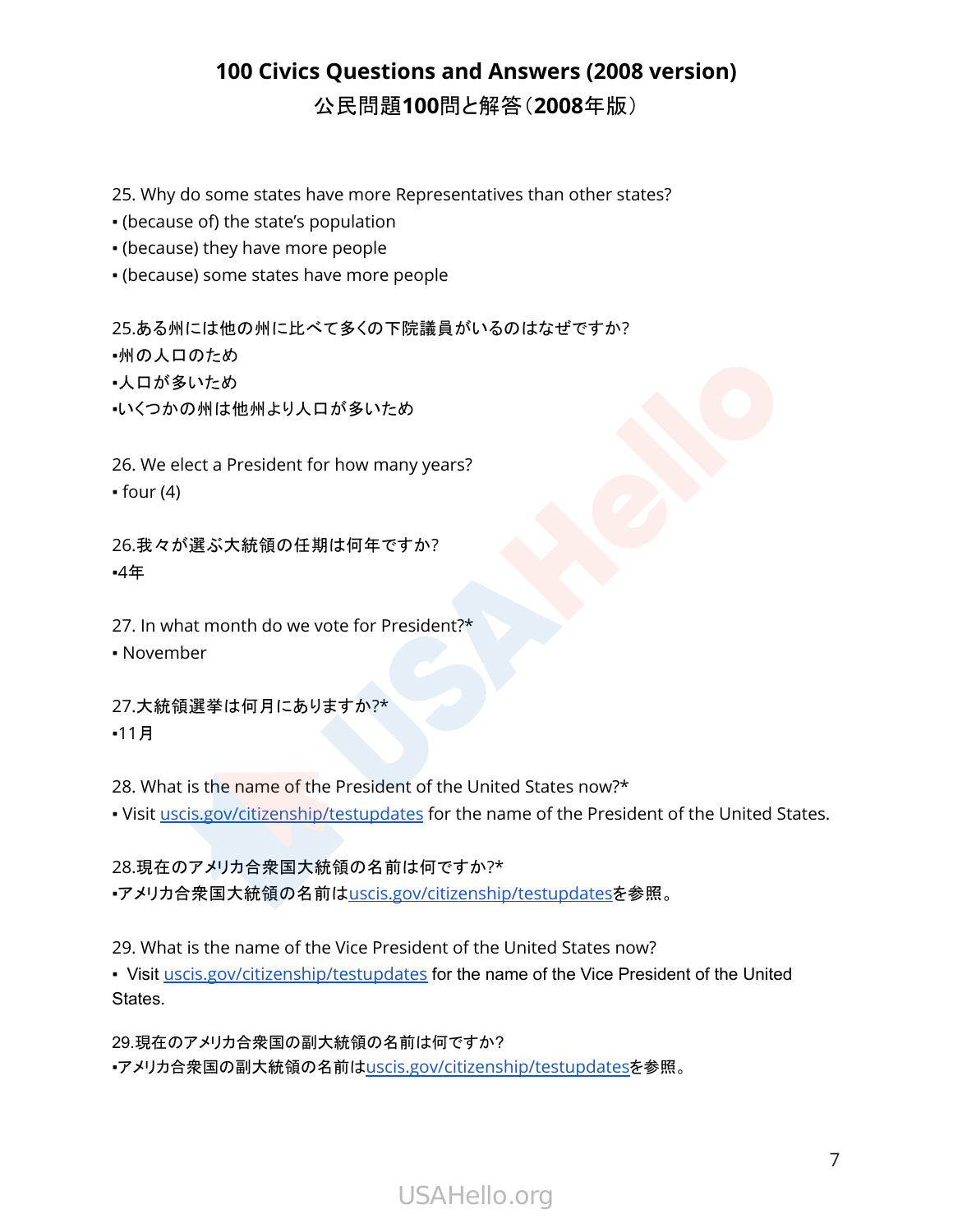# 100 Civics Questions and Answers (2008 version)

## 公民問題100問と解答（2008年版）

25. Why do some states have more Representatives than other states?
- (because of) the state’s population
- (because) they have more people
- (because) some states have more people

25.ある州には他の州に比べて多くの下院議員がいるのはなぜですか?
- 州の人口のため
- 人口が多いため
- いくつかの州は他州より人口が多いため

26. We elect a President for how many years?
- four (4)

26.我々が選ぶ大統領の任期は何年ですか?
- 4年

27. In what month do we vote for President?*
- November

27.大統領選挙は何月にありますか?*
- 11月

28. What is the name of the President of the United States now?*
- Visit uscis.gov/citizenship/testupdates for the name of the President of the United States.

28.現在のアメリカ合衆国大統領の名前は何ですか?*
- アメリカ合衆国大統領の名前はuscis.gov/citizenship/testupdatesを参照。

29. What is the name of the Vice President of the United States now?
- Visit uscis.gov/citizenship/testupdates for the name of the Vice President of the United States.

29.現在のアメリカ合衆国の副大統領の名前は何ですか?
- アメリカ合衆国の副大統領の名前はuscis.gov/citizenship/testupdatesを参照。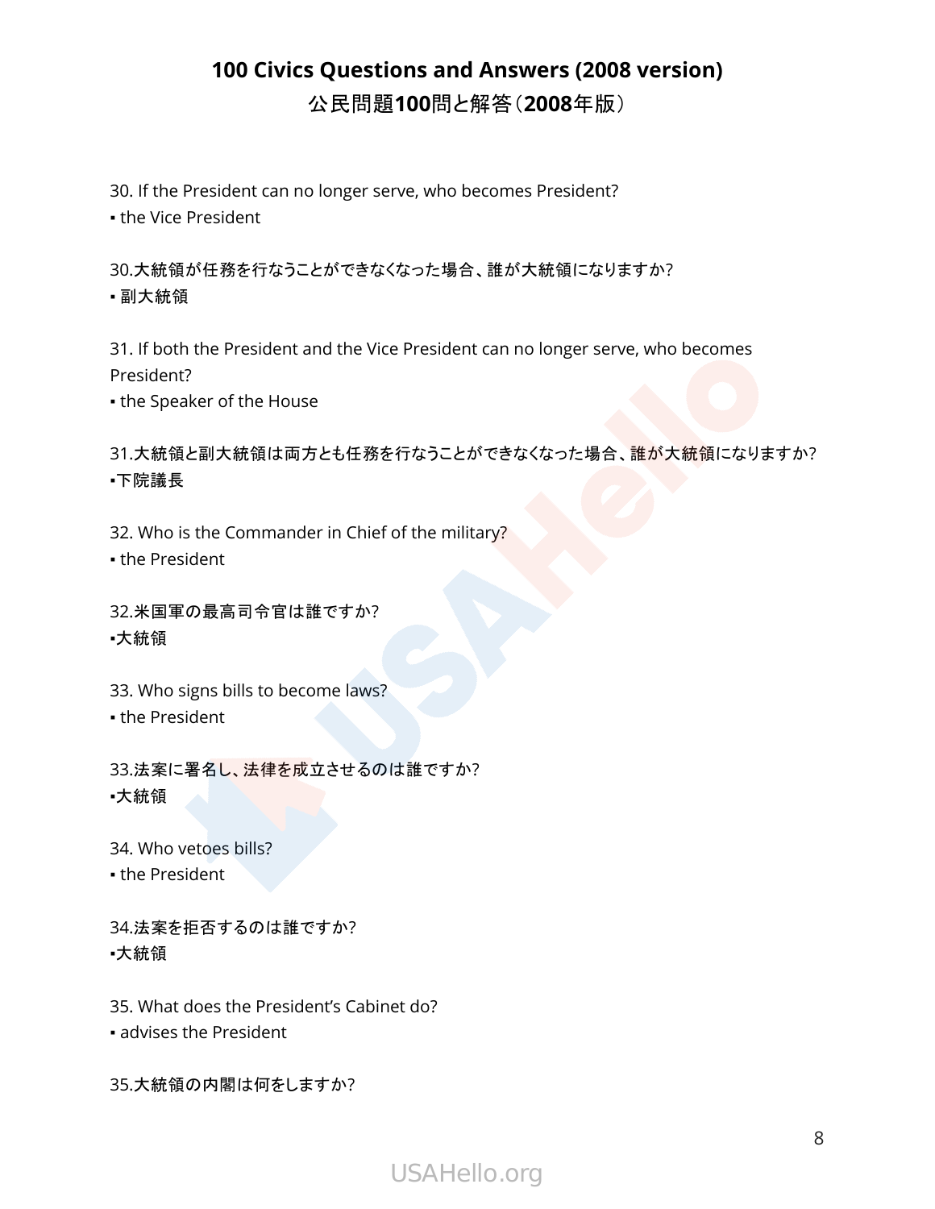# 100 Civics Questions and Answers (2008 version)
## 公民問題100問と解答（2008年版）

30. If the President can no longer serve, who becomes President?
▪ the Vice President

30.大統領が任務を行なうことができなくなった場合、誰が大統領になりますか?
▪ 副大統領

31. If both the President and the Vice President can no longer serve, who becomes President?
▪ the Speaker of the House

31.大統領と副大統領は両方とも任務を行なうことができなくなった場合、誰が大統領になりますか?
▪下院議長

32. Who is the Commander in Chief of the military?
▪ the President

32.米国軍の最高司令官は誰ですか?
▪大統領

33. Who signs bills to become laws?
▪ the President

33.法案に署名し、法律を成立させるのは誰ですか?
▪大統領

34. Who vetoes bills?
▪ the President

34.法案を拒否するのは誰ですか?
▪大統領

35. What does the President's Cabinet do?
▪ advises the President

35.大統領の内閣は何をしますか?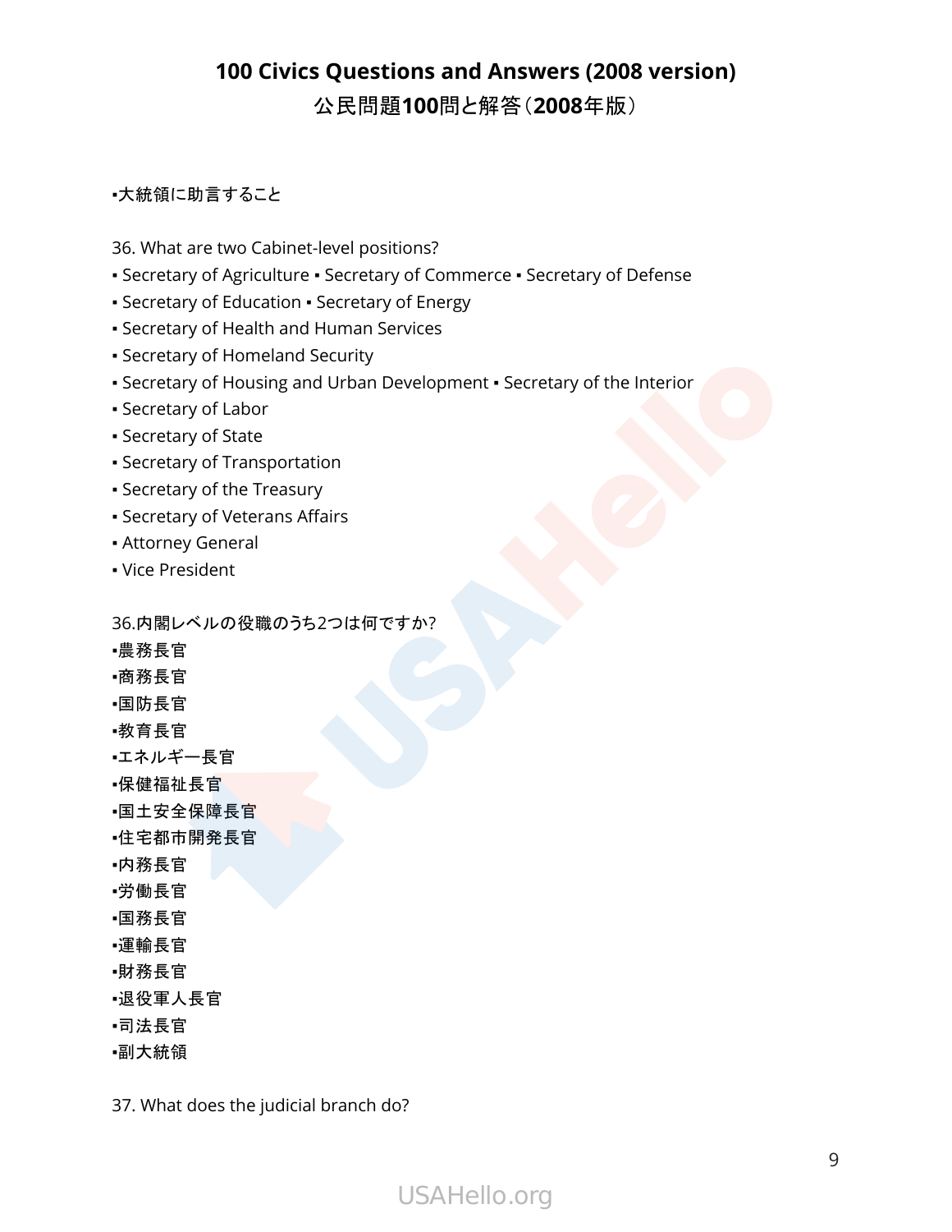# 100 Civics Questions and Answers (2008 version)

## 公民問題100問と解答（2008年版）

▪大統領に助言すること

36. What are two Cabinet-level positions?
▪ Secretary of Agriculture ▪ Secretary of Commerce ▪ Secretary of Defense
▪ Secretary of Education ▪ Secretary of Energy
▪ Secretary of Health and Human Services
▪ Secretary of Homeland Security
▪ Secretary of Housing and Urban Development ▪ Secretary of the Interior
▪ Secretary of Labor
▪ Secretary of State
▪ Secretary of Transportation
▪ Secretary of the Treasury
▪ Secretary of Veterans Affairs
▪ Attorney General
▪ Vice President

36.内閣レベルの役職のうち2つは何ですか?
▪農務長官
▪商務長官
▪国防長官
▪教育長官
▪エネルギー長官
▪保健福祉長官
▪国土安全保障長官
▪住宅都市開発長官
▪内務長官
▪労働長官
▪国務長官
▪運輸長官
▪財務長官
▪退役軍人長官
▪司法長官
▪副大統領

37. What does the judicial branch do?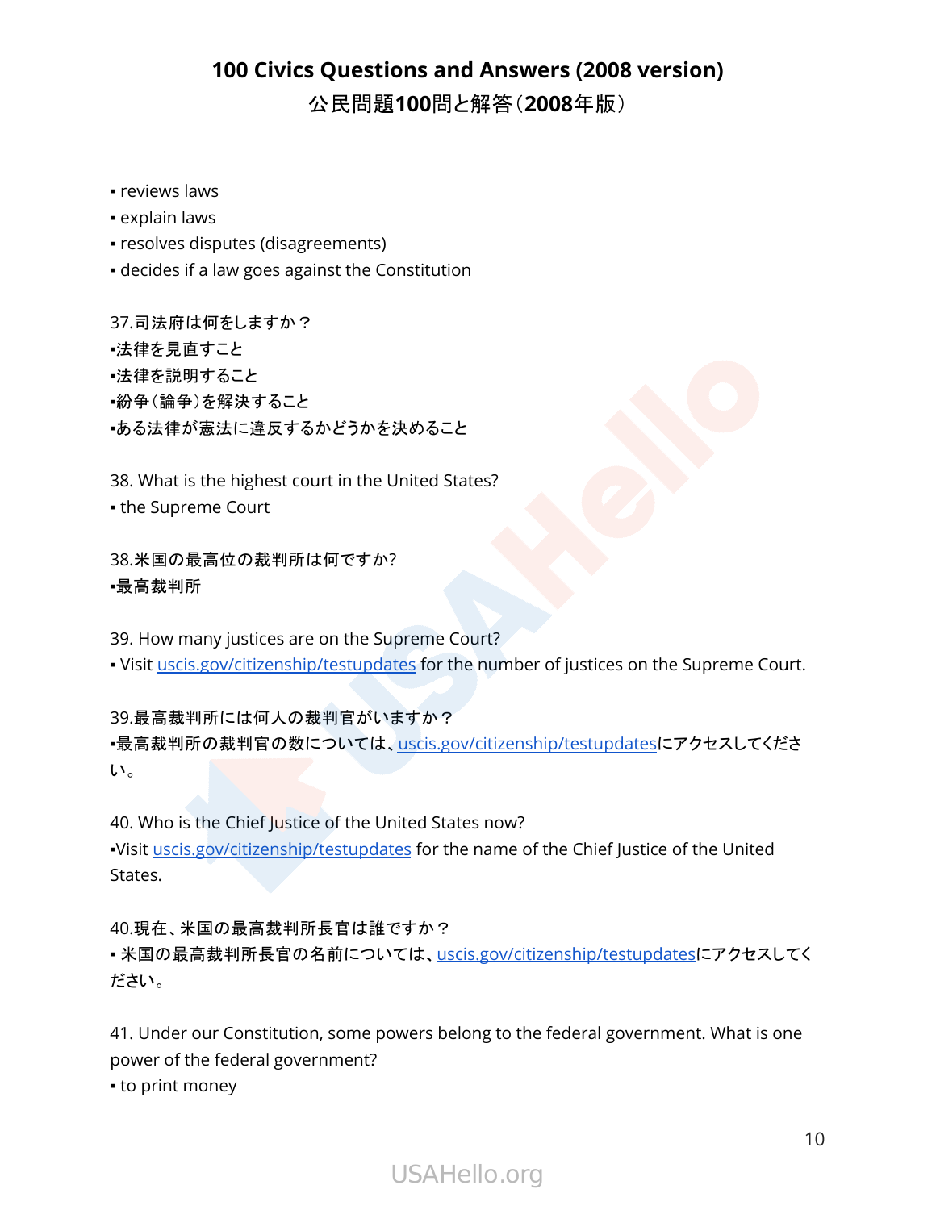- reviews laws
- explain laws
- resolves disputes (disagreements)
- decides if a law goes against the Constitution

37.司法府は何をしますか？
- 法律を見直すこと
- 法律を説明すること
- 紛争（論争）を解決すること
- ある法律が憲法に違反するかどうかを決めること

38. What is the highest court in the United States?
- the Supreme Court

38.米国の最高位の裁判所は何ですか?
- 最高裁判所

39. How many justices are on the Supreme Court?
- Visit [uscis.gov/citizenship/testupdates](uscis.gov/citizenship/testupdates) for the number of justices on the Supreme Court.

39.最高裁判所には何人の裁判官がいますか？
- 最高裁判所の裁判官の数については、[uscis.gov/citizenship/testupdates](uscis.gov/citizenship/testupdates)にアクセスしてください。

40. Who is the Chief Justice of the United States now?
- Visit [uscis.gov/citizenship/testupdates](uscis.gov/citizenship/testupdates) for the name of the Chief Justice of the United States.

40.現在、米国の最高裁判所長官は誰ですか？
- 米国の最高裁判所長官の名前については、[uscis.gov/citizenship/testupdates](uscis.gov/citizenship/testupdates)にアクセスしてください。

41. Under our Constitution, some powers belong to the federal government. What is one power of the federal government?
- to print money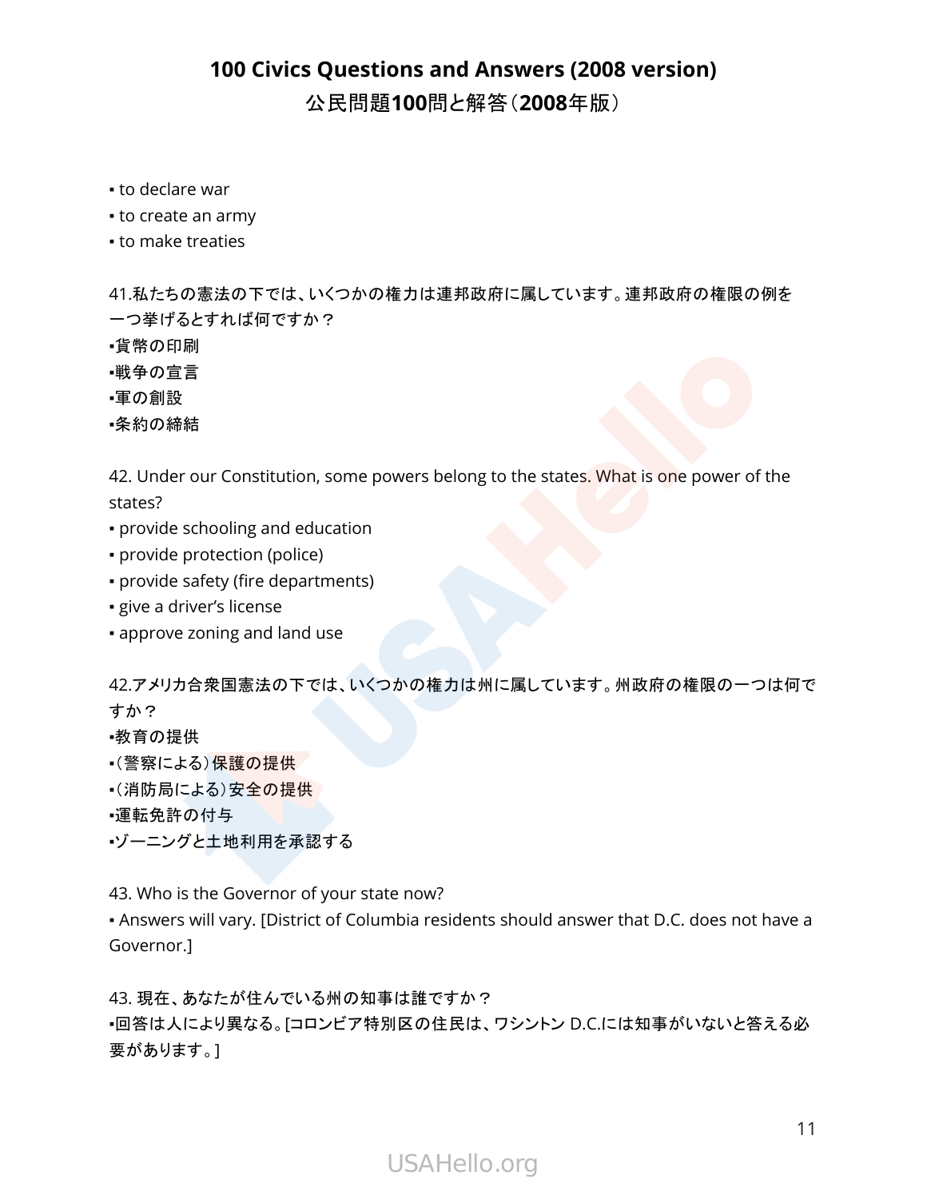- to declare war
- to create an army
- to make treaties

41.私たちの憲法の下では、いくつかの権力は連邦政府に属しています。連邦政府の権限の例を一つ挙げるとすれば何ですか？

- 貨幣の印刷
- 戦争の宣言
- 軍の創設
- 条約の締結

42. Under our Constitution, some powers belong to the states. What is one power of the states?

- provide schooling and education
- provide protection (police)
- provide safety (fire departments)
- give a driver's license
- approve zoning and land use

42.アメリカ合衆国憲法の下では、いくつかの権力は州に属しています。州政府の権限の一つは何ですか？

- 教育の提供
- （警察による）保護の提供
- （消防局による）安全の提供
- 運転免許の付与
- ゾーニングと土地利用を承認する

43. Who is the Governor of your state now?

- Answers will vary. [District of Columbia residents should answer that D.C. does not have a Governor.]

43. 現在、あなたが住んでいる州の知事は誰ですか？

- 回答は人により異なる。[コロンビア特別区の住民は、ワシントン D.C.には知事がいないと答える必要があります。]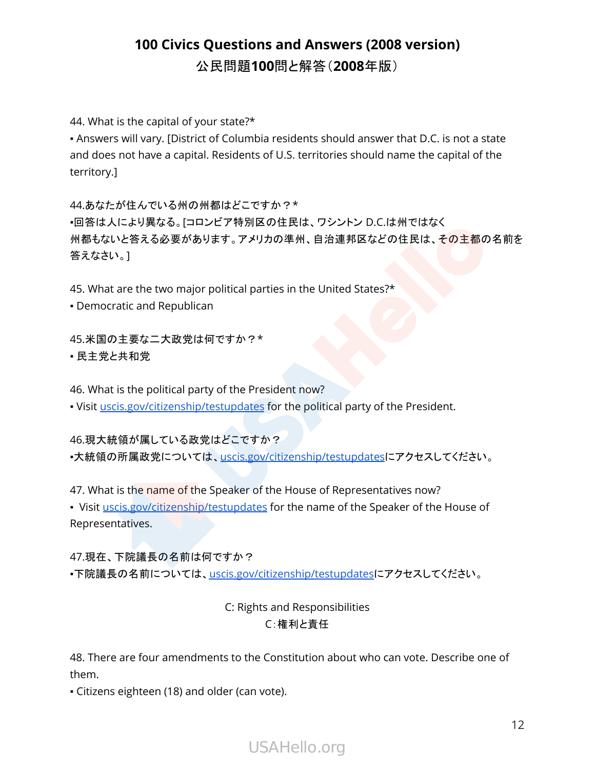# 100 Civics Questions and Answers (2008 version)
## 公民問題100問と解答（2008年版）

44. What is the capital of your state?*
▪ Answers will vary. [District of Columbia residents should answer that D.C. is not a state and does not have a capital. Residents of U.S. territories should name the capital of the territory.]

44.あなたが住んでいる州の州都はどこですか？*
▪回答は人により異なる。[コロンビア特別区の住民は、ワシントン D.C.は州ではなく州都もないと答える必要があります。アメリカの準州、自治連邦区などの住民は、その主都の名前を答えなさい。]

45. What are the two major political parties in the United States?*
▪ Democratic and Republican

45.米国の主要な二大政党は何ですか？*
▪ 民主党と共和党

46. What is the political party of the President now?
▪ Visit [uscis.gov/citizenship/testupdates](uscis.gov/citizenship/testupdates) for the political party of the President.

46.現大統領が属している政党はどこですか？
▪大統領の所属政党については、[uscis.gov/citizenship/testupdates](uscis.gov/citizenship/testupdates)にアクセスしてください。

47. What is the name of the Speaker of the House of Representatives now?
▪ Visit [uscis.gov/citizenship/testupdates](uscis.gov/citizenship/testupdates) for the name of the Speaker of the House of Representatives.

47.現在、下院議長の名前は何ですか？
▪下院議長の名前については、[uscis.gov/citizenship/testupdates](uscis.gov/citizenship/testupdates)にアクセスしてください。

### C: Rights and Responsibilities
### C：権利と責任

48. There are four amendments to the Constitution about who can vote. Describe one of them.
▪ Citizens eighteen (18) and older (can vote).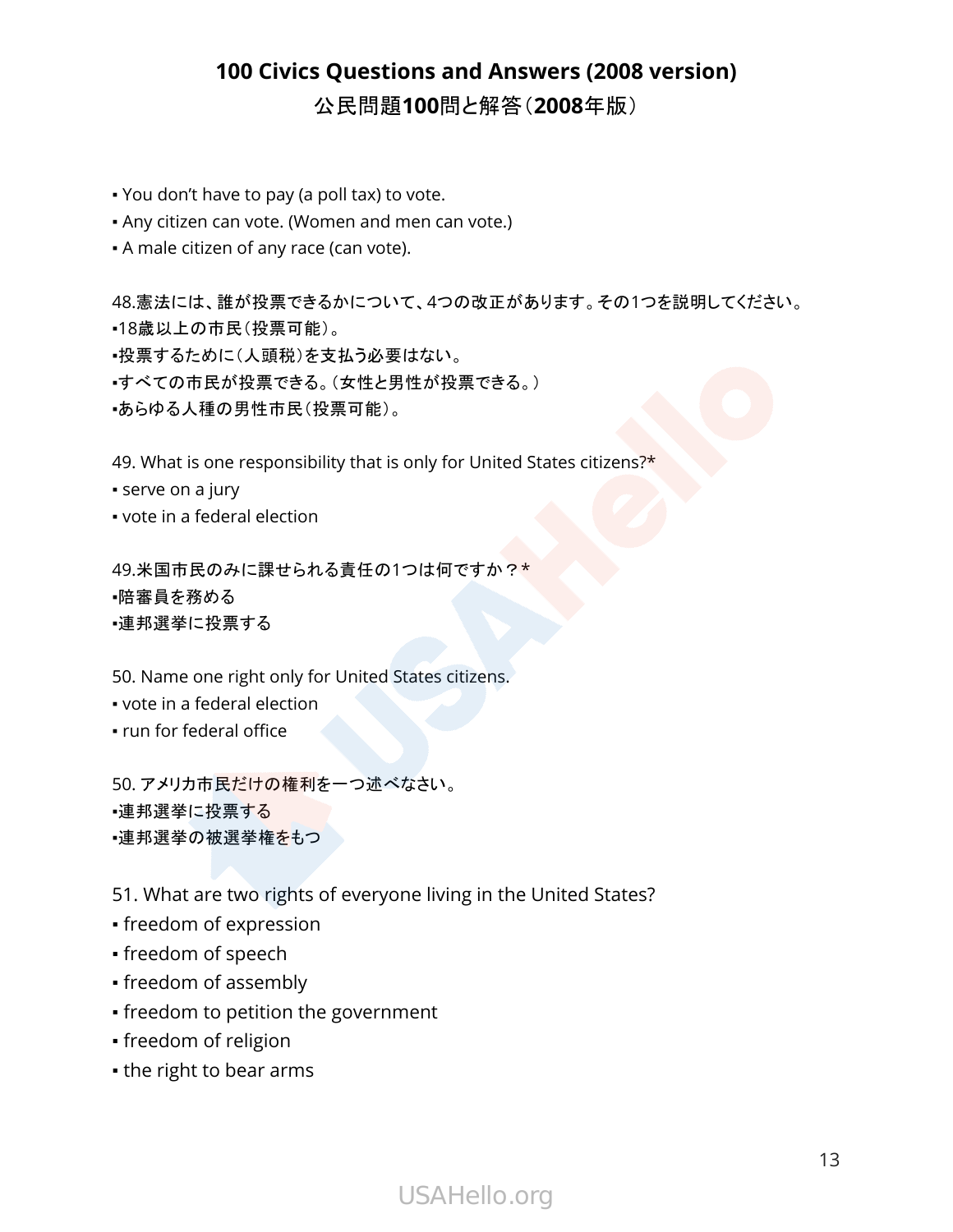▪ You don’t have to pay (a poll tax) to vote.
▪ Any citizen can vote. (Women and men can vote.)
▪ A male citizen of any race (can vote).

48.憲法には、誰が投票できるかについて、4つの改正があります。その1つを説明してください。
▪18歳以上の市民(投票可能)。
▪投票するために(人頭税)を支払う必要はない。
▪すべての市民が投票できる。(女性と男性が投票できる。)
▪あらゆる人種の男性市民(投票可能)。

49. What is one responsibility that is only for United States citizens?*
▪ serve on a jury
▪ vote in a federal election

49.米国市民のみに課せられる責任の1つは何ですか?*
▪陪審員を務める
▪連邦選挙に投票する

50. Name one right only for United States citizens.
▪ vote in a federal election
▪ run for federal office

50. アメリカ市民だけの権利を一つ述べなさい。
▪連邦選挙に投票する
▪連邦選挙の被選挙権をもつ

51. What are two rights of everyone living in the United States?
▪ freedom of expression
▪ freedom of speech
▪ freedom of assembly
▪ freedom to petition the government
▪ freedom of religion
▪ the right to bear arms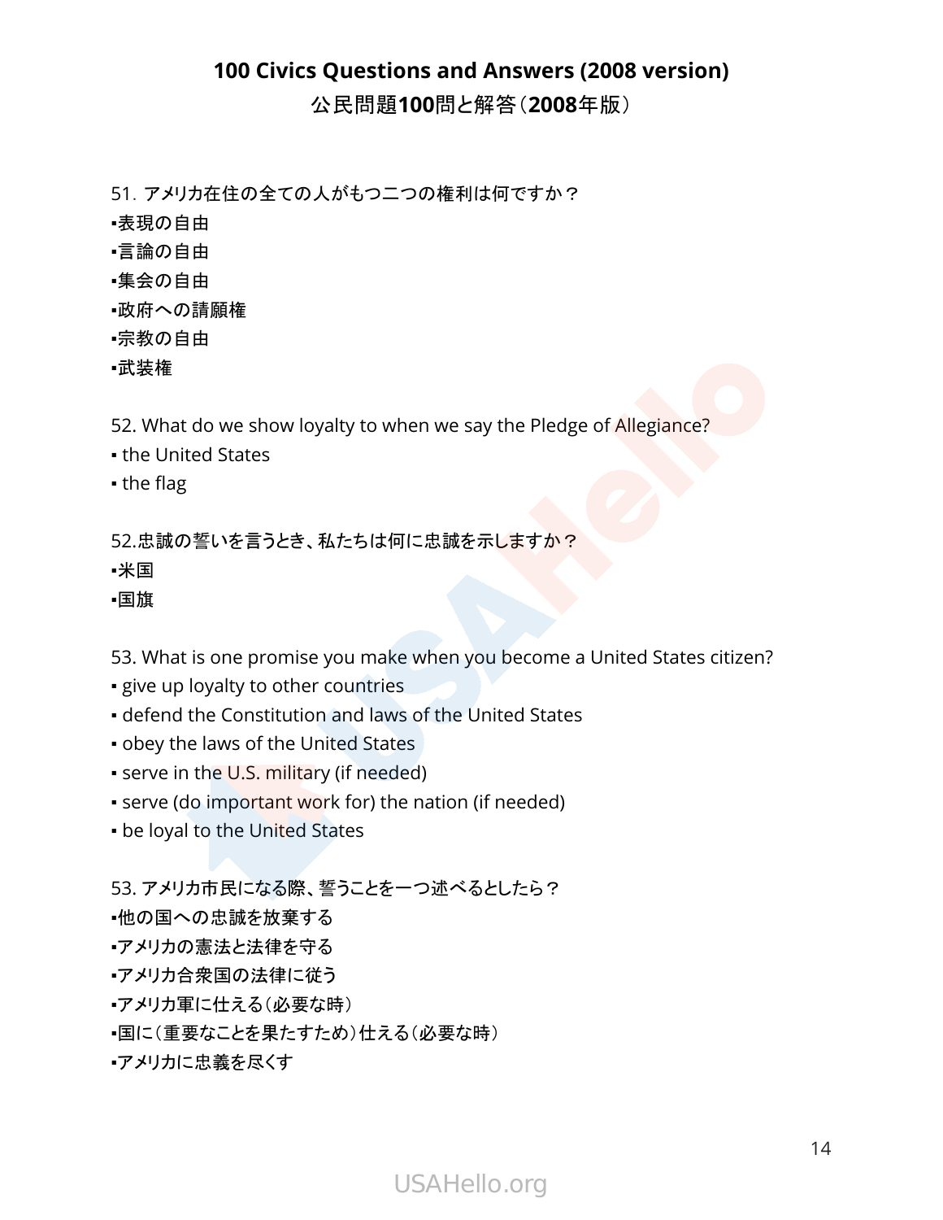# 100 Civics Questions and Answers (2008 version)

## 公民問題100問と解答（2008年版）

51. アメリカ在住の全ての人がもつ二つの権利は何ですか？

▪表現の自由
▪言論の自由
▪集会の自由
▪政府への請願権
▪宗教の自由
▪武装権

52. What do we show loyalty to when we say the Pledge of Allegiance?

▪ the United States
▪ the flag

52.忠誠の誓いを言うとき、私たちは何に忠誠を示しますか？

▪米国
▪国旗

53. What is one promise you make when you become a United States citizen?

▪ give up loyalty to other countries
▪ defend the Constitution and laws of the United States
▪ obey the laws of the United States
▪ serve in the U.S. military (if needed)
▪ serve (do important work for) the nation (if needed)
▪ be loyal to the United States

53. アメリカ市民になる際、誓うことを一つ述べるとしたら？

▪他の国への忠誠を放棄する
▪アメリカの憲法と法律を守る
▪アメリカ合衆国の法律に従う
▪アメリカ軍に仕える（必要な時）
▪国に（重要なことを果たすため）仕える（必要な時）
▪アメリカに忠義を尽くす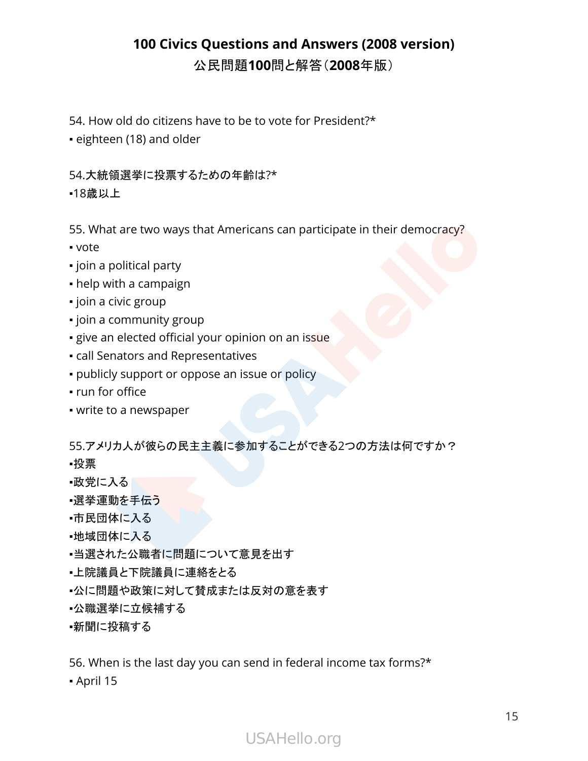# 100 Civics Questions and Answers (2008 version)

## 公民問題**100**問と解答（**2008**年版）

54. How old do citizens have to be to vote for President?*
▪ eighteen (18) and older

54.大統領選挙に投票するための年齢は?*
▪18歳以上

55. What are two ways that Americans can participate in their democracy?
▪ vote
▪ join a political party
▪ help with a campaign
▪ join a civic group
▪ join a community group
▪ give an elected official your opinion on an issue
▪ call Senators and Representatives
▪ publicly support or oppose an issue or policy
▪ run for office
▪ write to a newspaper

55.アメリカ人が彼らの民主主義に参加することができる2つの方法は何ですか？
▪投票
▪政党に入る
▪選挙運動を手伝う
▪市民団体に入る
▪地域団体に入る
▪当選された公職者に問題について意見を出す
▪上院議員と下院議員に連絡をとる
▪公に問題や政策に対して賛成または反対の意を表す
▪公職選挙に立候補する
▪新聞に投稿する

56. When is the last day you can send in federal income tax forms?*
▪ April 15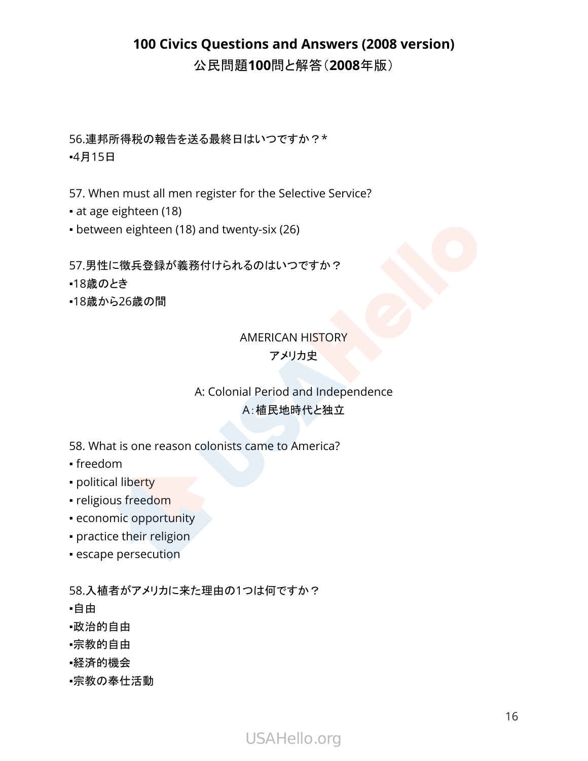56.連邦所得税の報告を送る最終日はいつですか？*
▪4月15日

57. When must all men register for the Selective Service?
▪ at age eighteen (18)
▪ between eighteen (18) and twenty-six (26)

57.男性に徴兵登録が義務付けられるのはいつですか？
▪18歳のとき
▪18歳から26歳の間

## AMERICAN HISTORY
## アメリカ史

### A: Colonial Period and Independence
### A：植民地時代と独立

58. What is one reason colonists came to America?
▪ freedom
▪ political liberty
▪ religious freedom
▪ economic opportunity
▪ practice their religion
▪ escape persecution

58.入植者がアメリカに来た理由の1つは何ですか？
▪自由
▪政治的自由
▪宗教的自由
▪経済的機会
▪宗教の奉仕活動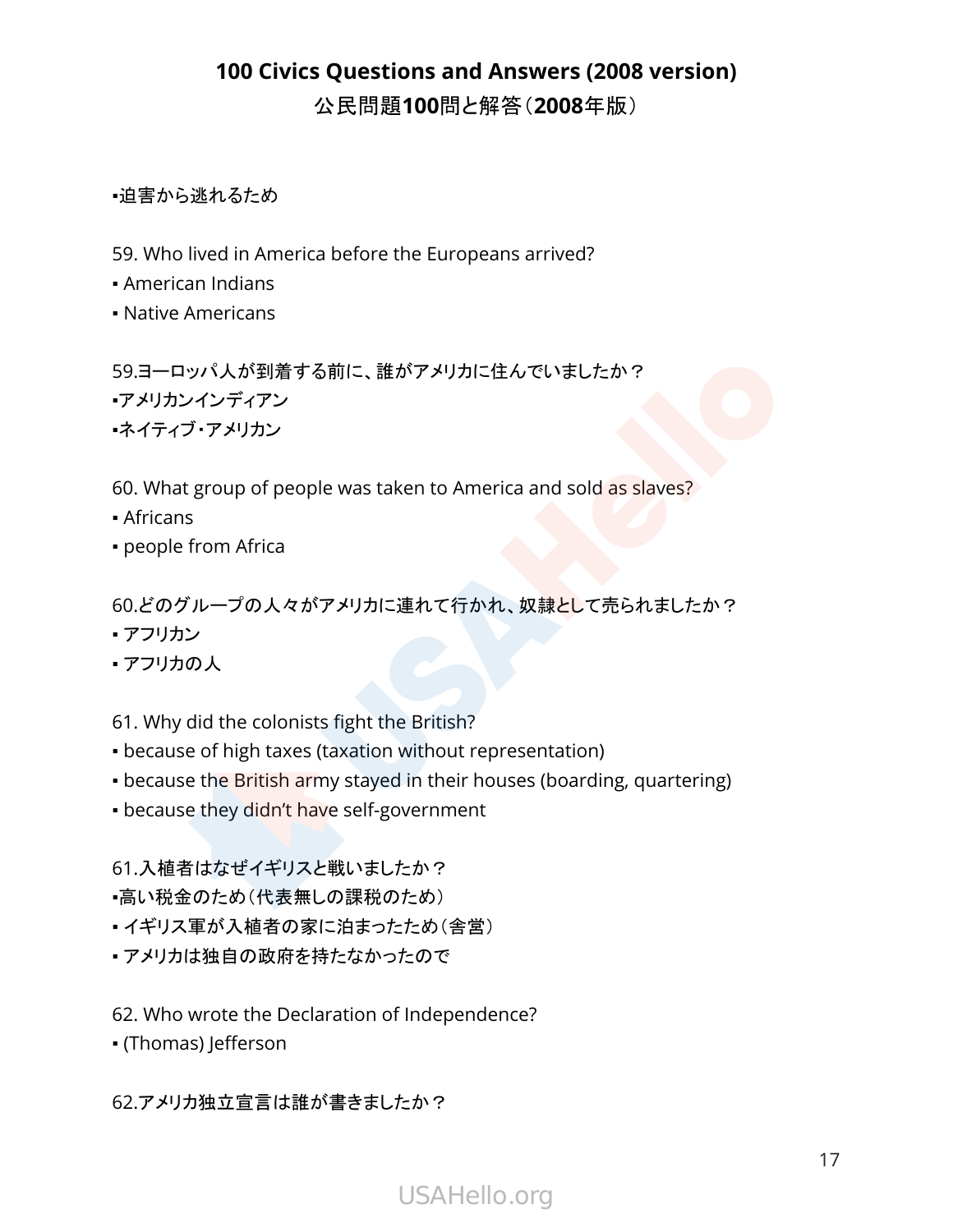▪迫害から逃れるため

59. Who lived in America before the Europeans arrived?
▪ American Indians
▪ Native Americans

59.ヨーロッパ人が到着する前に、誰がアメリカに住んでいましたか？
▪アメリカンインディアン
▪ネイティブ・アメリカン

60. What group of people was taken to America and sold as slaves?
▪ Africans
▪ people from Africa

60.どのグループの人々がアメリカに連れて行かれ、奴隷として売られましたか？
▪ アフリカン
▪ アフリカの人

61. Why did the colonists fight the British?
▪ because of high taxes (taxation without representation)
▪ because the British army stayed in their houses (boarding, quartering)
▪ because they didn't have self-government

61.入植者はなぜイギリスと戦いましたか？
▪高い税金のため（代表無しの課税のため）
▪ イギリス軍が入植者の家に泊まったため（舎営）
▪ アメリカは独自の政府を持たなかったので

62. Who wrote the Declaration of Independence?
▪ (Thomas) Jefferson

62.アメリカ独立宣言は誰が書きましたか？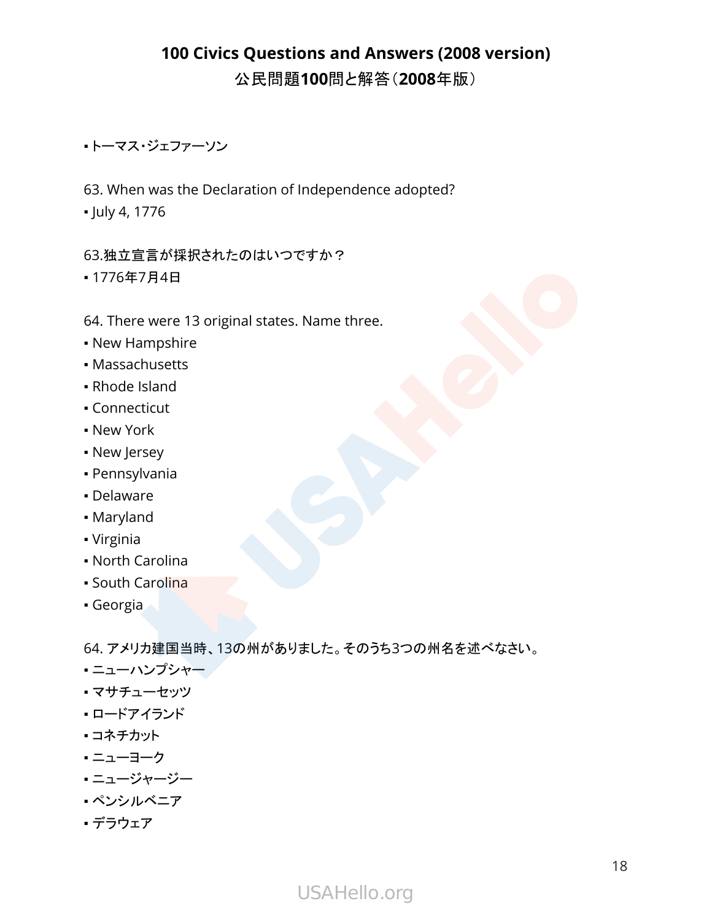- トーマス・ジェファーソン

63. When was the Declaration of Independence adopted?
- July 4, 1776

63.独立宣言が採択されたのはいつですか？
- 1776年7月4日

64. There were 13 original states. Name three.
- New Hampshire
- Massachusetts
- Rhode Island
- Connecticut
- New York
- New Jersey
- Pennsylvania
- Delaware
- Maryland
- Virginia
- North Carolina
- South Carolina
- Georgia

64. アメリカ建国当時、13の州がありました。そのうち3つの州名を述べなさい。
- ニューハンプシャー
- マサチューセッツ
- ロードアイランド
- コネチカット
- ニューヨーク
- ニュージャージー
- ペンシルベニア
- デラウェア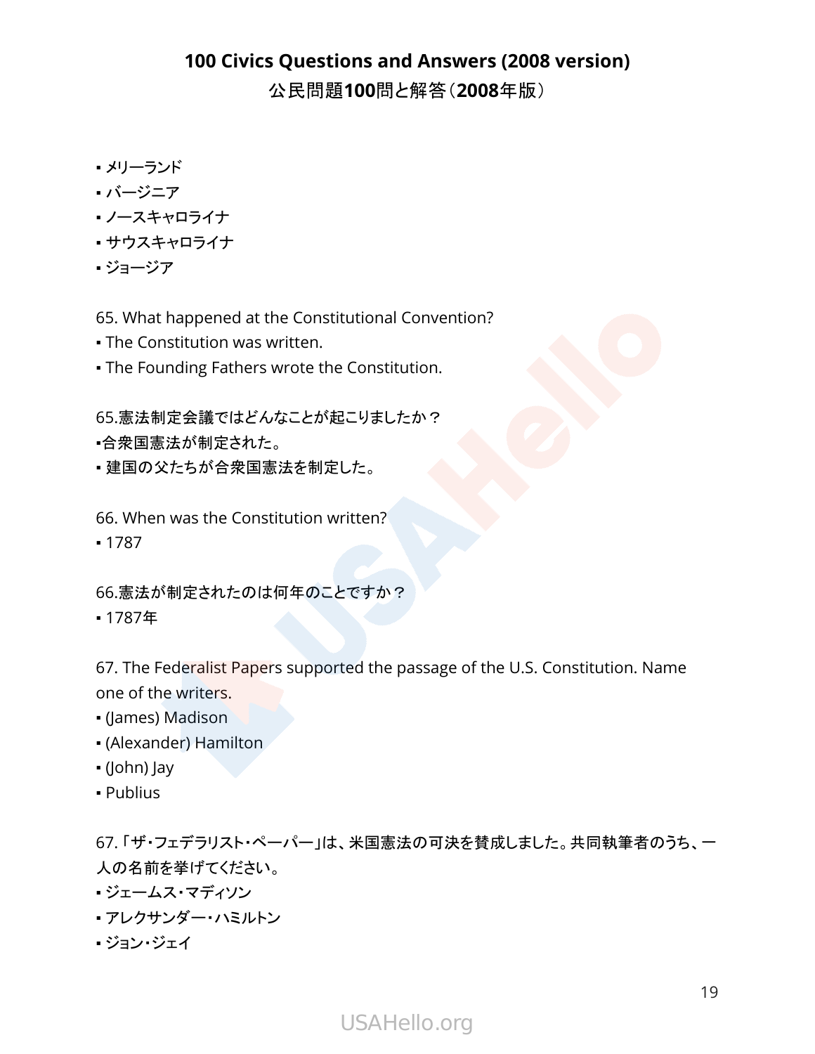- メリーランド
- バージニア
- ノースキャロライナ
- サウスキャロライナ
- ジョージア

65. What happened at the Constitutional Convention?
- The Constitution was written.
- The Founding Fathers wrote the Constitution.

65.憲法制定会議ではどんなことが起こりましたか？
- 合衆国憲法が制定された。
- 建国の父たちが合衆国憲法を制定した。

66. When was the Constitution written?
- 1787

66.憲法が制定されたのは何年のことですか？
- 1787年

67. The Federalist Papers supported the passage of the U.S. Constitution. Name one of the writers.
- (James) Madison
- (Alexander) Hamilton
- (John) Jay
- Publius

67.「ザ・フェデラリスト・ペーパー」は、米国憲法の可決を賛成しました。共同執筆者のうち、一人の名前を挙げてください。
- ジェームス・マディソン
- アレクサンダー・ハミルトン
- ジョン・ジェイ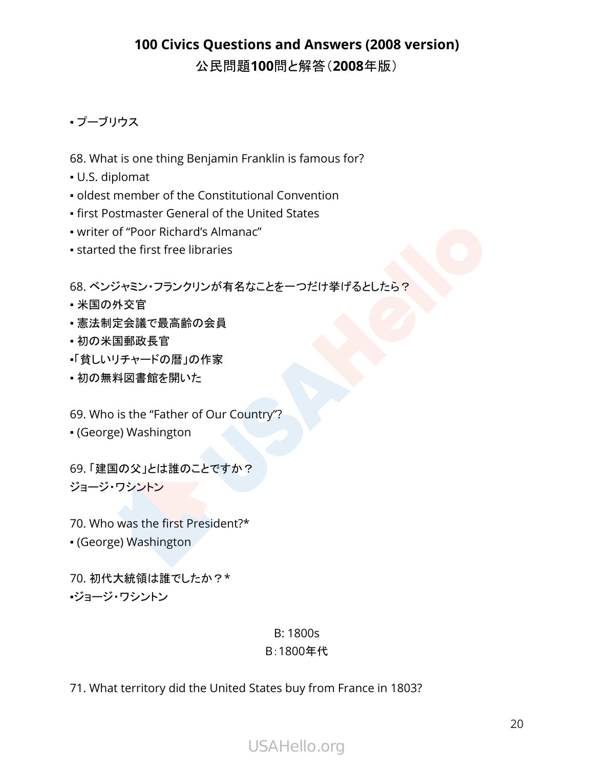▪ プーブリウス

68. What is one thing Benjamin Franklin is famous for?
- U.S. diplomat
- oldest member of the Constitutional Convention
- first Postmaster General of the United States
- writer of “Poor Richard’s Almanac”
- started the first free libraries

68. ベンジャミン・フランクリンが有名なことを一つだけ挙げるとしたら？
- 米国の外交官
- 憲法制定会議で最高齢の会員
- 初の米国郵政長官
- 「貧しいリチャードの暦」の作家
- 初の無料図書館を開いた

69. Who is the “Father of Our Country”?
- (George) Washington

69. 「建国の父」とは誰のことですか？
ジョージ・ワシントン

70. Who was the first President?*
- (George) Washington

70. 初代大統領は誰でしたか？*
- ジョージ・ワシントン

B: 1800s
B：1800年代

71. What territory did the United States buy from France in 1803?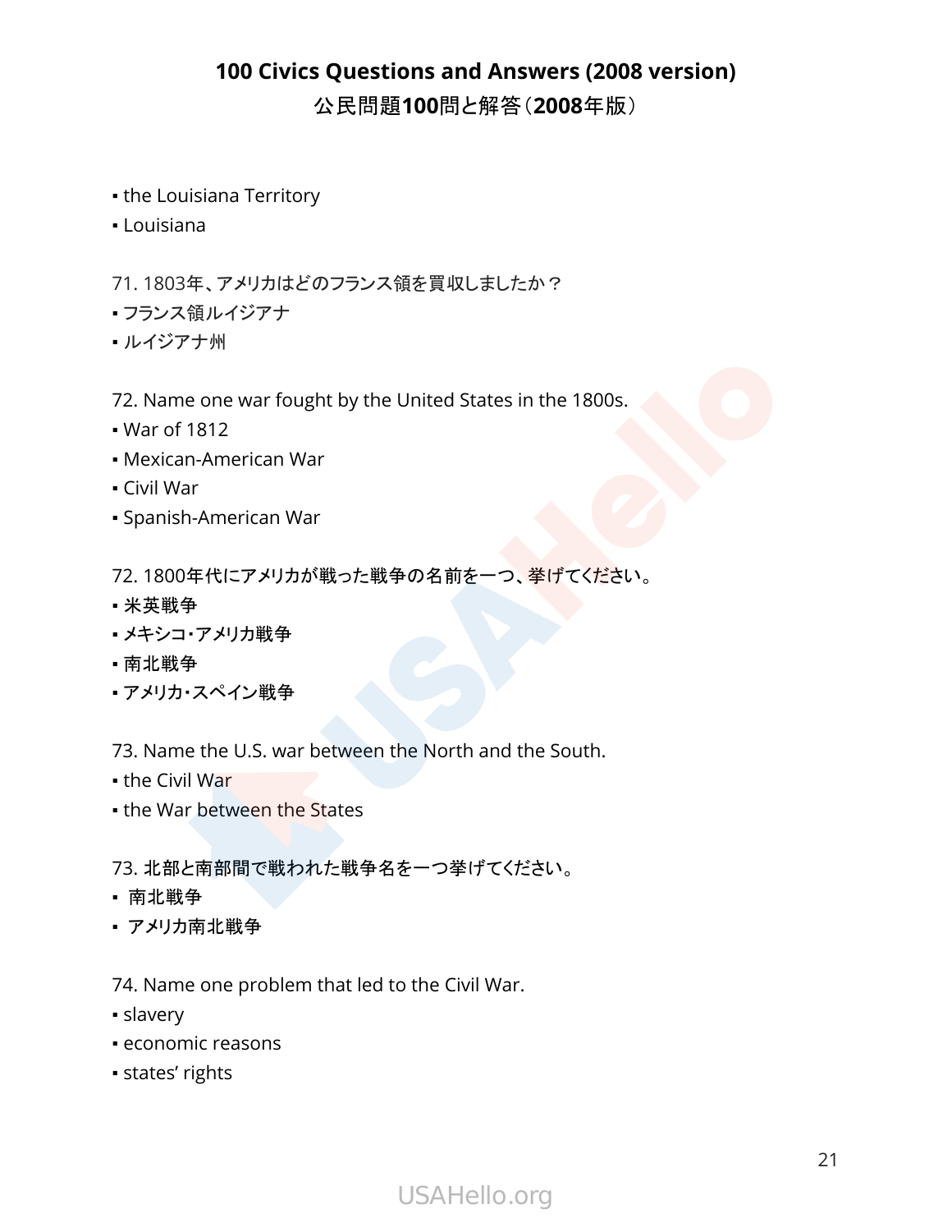▪ the Louisiana Territory
▪ Louisiana

71. 1803年、アメリカはどのフランス領を買収しましたか？
▪ フランス領ルイジアナ
▪ ルイジアナ州

72. Name one war fought by the United States in the 1800s.
▪ War of 1812
▪ Mexican-American War
▪ Civil War
▪ Spanish-American War

72. 1800年代にアメリカが戦った戦争の名前を一つ、挙げてください。
▪ 米英戦争
▪ メキシコ・アメリカ戦争
▪ 南北戦争
▪ アメリカ・スペイン戦争

73. Name the U.S. war between the North and the South.
▪ the Civil War
▪ the War between the States

73. 北部と南部間で戦われた戦争名を一つ挙げてください。
▪ 南北戦争
▪ アメリカ南北戦争

74. Name one problem that led to the Civil War.
▪ slavery
▪ economic reasons
▪ states' rights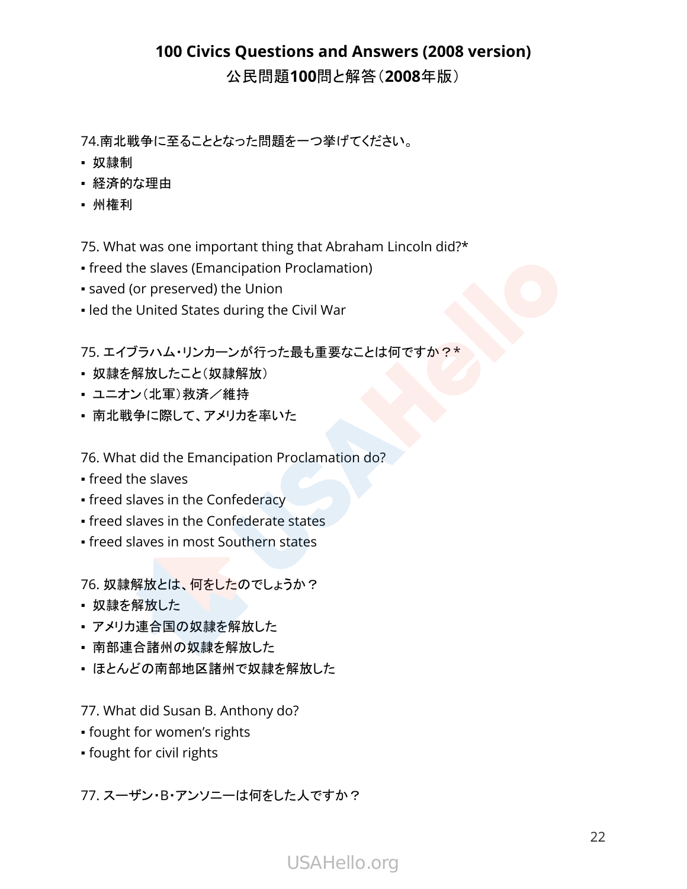74.南北戦争に至ることとなった問題を一つ挙げてください。

- 奴隷制
- 経済的な理由
- 州権利

75. What was one important thing that Abraham Lincoln did?*

- freed the slaves (Emancipation Proclamation)
- saved (or preserved) the Union
- led the United States during the Civil War

75. エイブラハム・リンカーンが行った最も重要なことは何ですか？*

- 奴隷を解放したこと（奴隷解放）
- ユニオン（北軍）救済／維持
- 南北戦争に際して、アメリカを率いた

76. What did the Emancipation Proclamation do?

- freed the slaves
- freed slaves in the Confederacy
- freed slaves in the Confederate states
- freed slaves in most Southern states

76. 奴隷解放とは、何をしたのでしょうか？

- 奴隷を解放した
- アメリカ連合国の奴隷を解放した
- 南部連合諸州の奴隷を解放した
- ほとんどの南部地区諸州で奴隷を解放した

77. What did Susan B. Anthony do?

- fought for women's rights
- fought for civil rights

77. スーザン・B・アンソニーは何をした人ですか？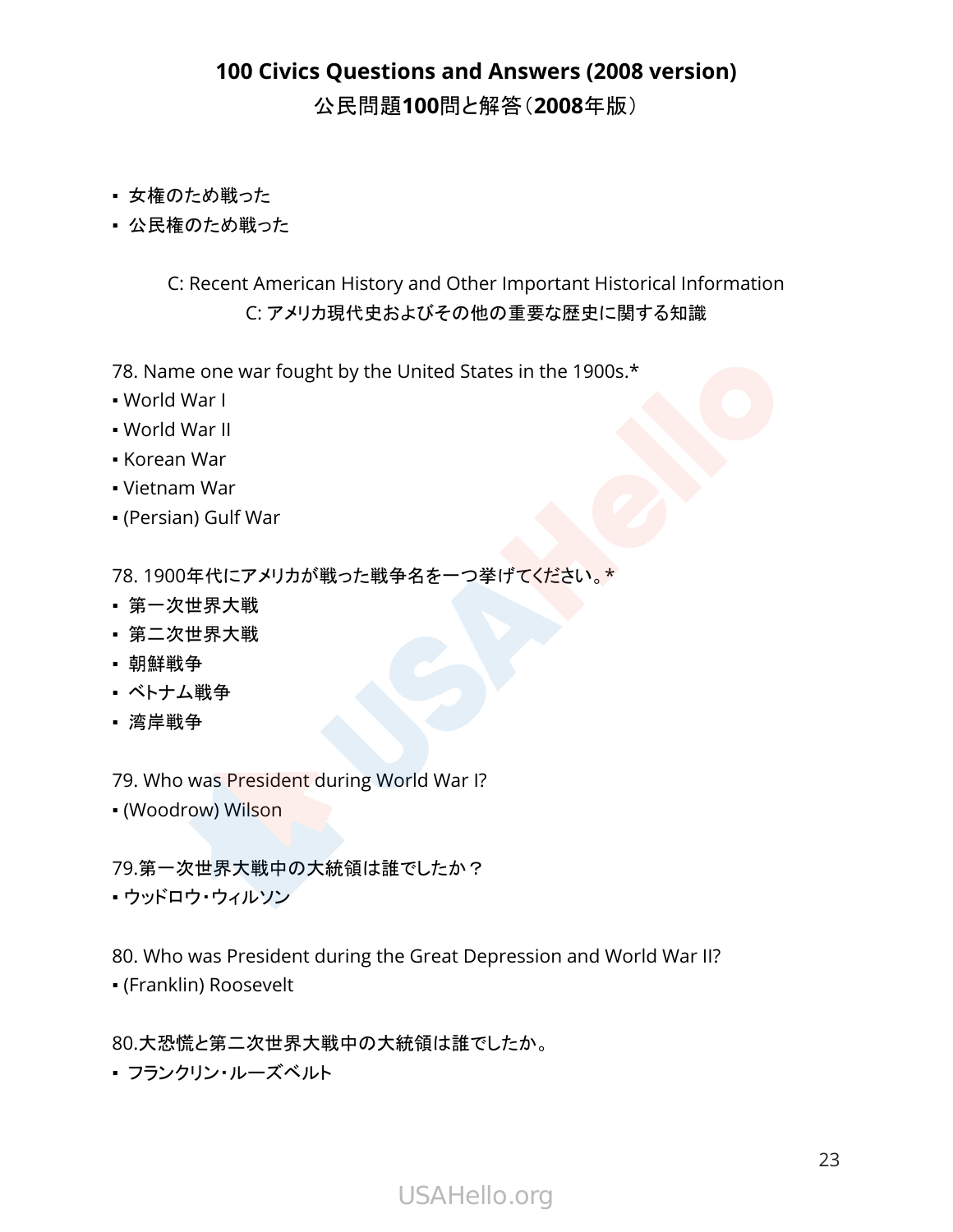- 女権のため戦った
- 公民権のため戦った

C: Recent American History and Other Important Historical Information
C: アメリカ現代史およびその他の重要な歴史に関する知識

78. Name one war fought by the United States in the 1900s.*
- World War I
- World War II
- Korean War
- Vietnam War
- (Persian) Gulf War

78. 1900年代にアメリカが戦った戦争名を一つ挙げてください。*
- 第一次世界大戦
- 第二次世界大戦
- 朝鮮戦争
- ベトナム戦争
- 湾岸戦争

79. Who was President during World War I?
- (Woodrow) Wilson

79.第一次世界大戦中の大統領は誰でしたか？
- ウッドロウ・ウィルソン

80. Who was President during the Great Depression and World War II?
- (Franklin) Roosevelt

80.大恐慌と第二次世界大戦中の大統領は誰でしたか。
- フランクリン・ルーズベルト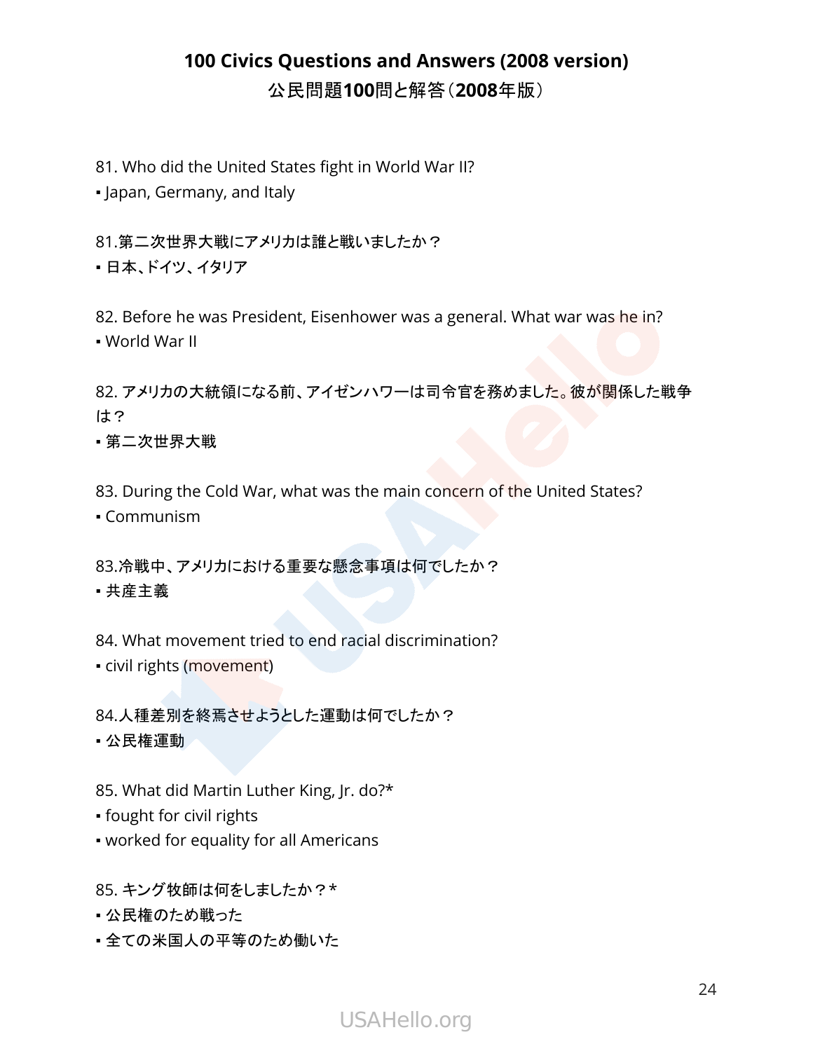# 100 Civics Questions and Answers (2008 version)

## 公民問題100問と解答（2008年版）

81. Who did the United States fight in World War II?

▪ Japan, Germany, and Italy

81.第二次世界大戦にアメリカは誰と戦いましたか？

▪ 日本、ドイツ、イタリア

82. Before he was President, Eisenhower was a general. What war was he in?

▪ World War II

82. アメリカの大統領になる前、アイゼンハワーは司令官を務めました。彼が関係した戦争は？

▪ 第二次世界大戦

83. During the Cold War, what was the main concern of the United States?

▪ Communism

83.冷戦中、アメリカにおける重要な懸念事項は何でしたか？

▪ 共産主義

84. What movement tried to end racial discrimination?

▪ civil rights (movement)

84.人種差別を終焉させようとした運動は何でしたか？

▪ 公民権運動

85. What did Martin Luther King, Jr. do?*

▪ fought for civil rights

▪ worked for equality for all Americans

85. キング牧師は何をしましたか？*

▪ 公民権のため戦った

▪ 全ての米国人の平等のため働いた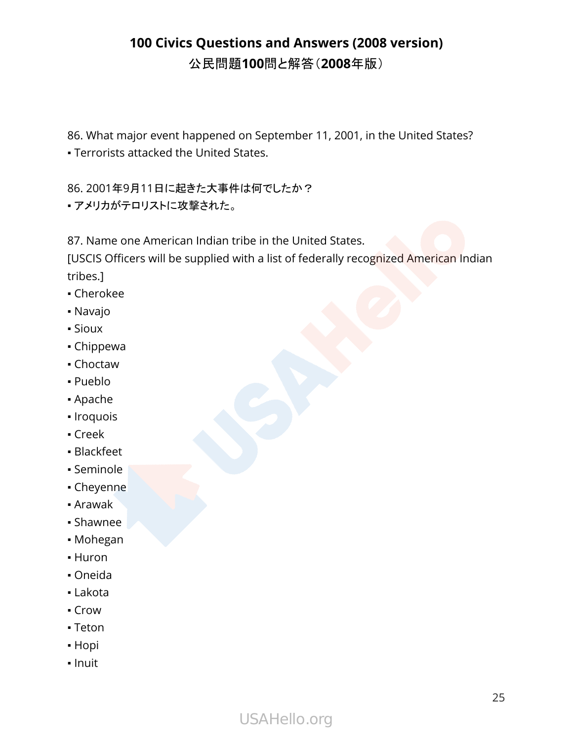# 100 Civics Questions and Answers (2008 version)

## 公民問題100問と解答（2008年版）

86. What major event happened on September 11, 2001, in the United States?

▪ Terrorists attacked the United States.

86. 2001年9月11日に起きた大事件は何でしたか？

▪ アメリカがテロリストに攻撃された。

87. Name one American Indian tribe in the United States.

[USCIS Officers will be supplied with a list of federally recognized American Indian tribes.]

▪ Cherokee
▪ Navajo
▪ Sioux
▪ Chippewa
▪ Choctaw
▪ Pueblo
▪ Apache
▪ Iroquois
▪ Creek
▪ Blackfeet
▪ Seminole
▪ Cheyenne
▪ Arawak
▪ Shawnee
▪ Mohegan
▪ Huron
▪ Oneida
▪ Lakota
▪ Crow
▪ Teton
▪ Hopi
▪ Inuit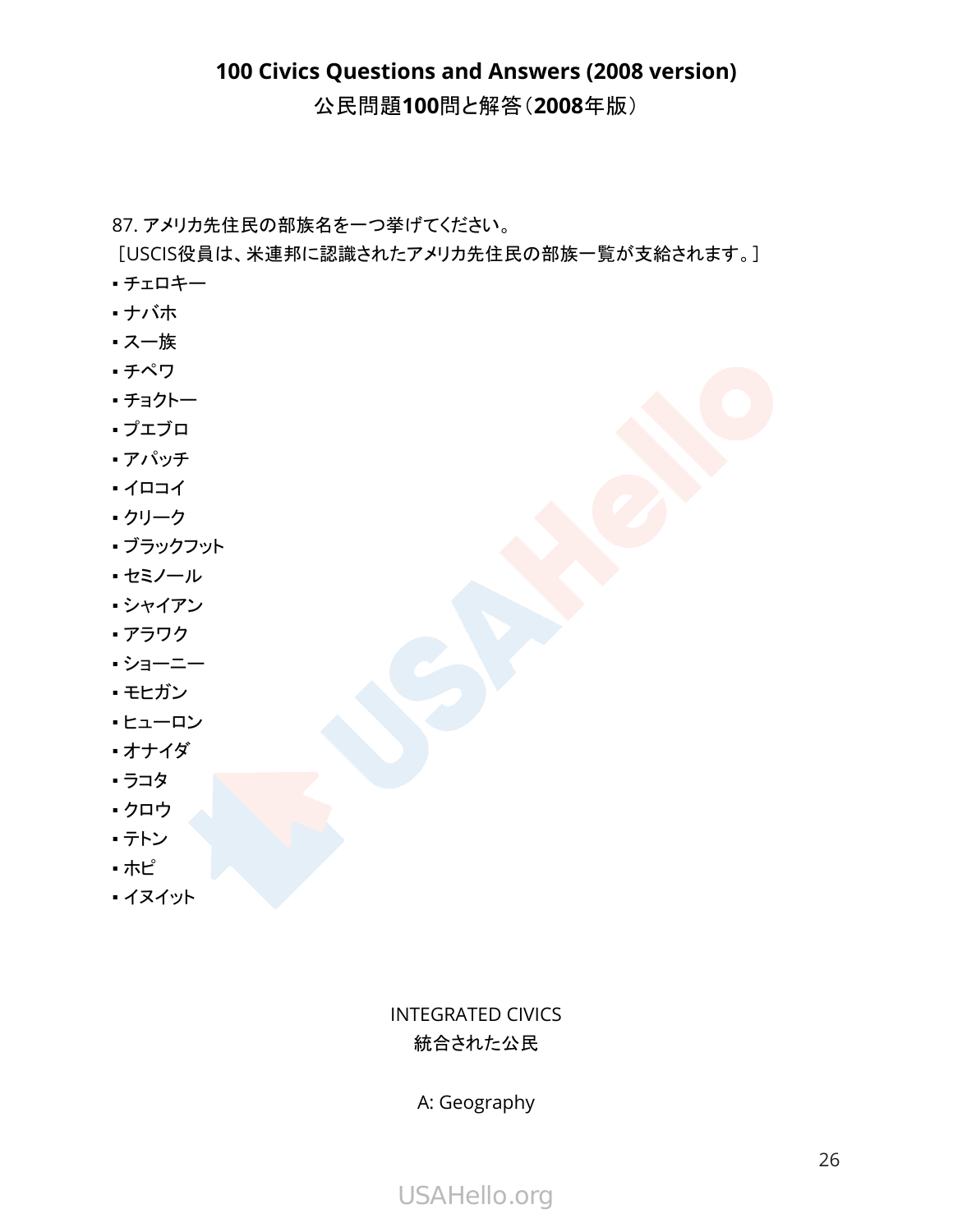**100 Civics Questions and Answers (2008 version)**
公民問題**100**問と解答（**2008**年版）

87. アメリカ先住民の部族名を一つ挙げてください。
［USCIS役員は、米連邦に認識されたアメリカ先住民の部族一覧が支給されます。］

- チェロキー
- ナバホ
- スー族
- チペワ
- チョクトー
- プエブロ
- アパッチ
- イロコイ
- クリーク
- ブラックフット
- セミノール
- シャイアン
- アラワク
- ショーニー
- モヒガン
- ヒューロン
- オナイダ
- ラコタ
- クロウ
- テトン
- ホピ
- イヌイット

INTEGRATED CIVICS
統合された公民

A: Geography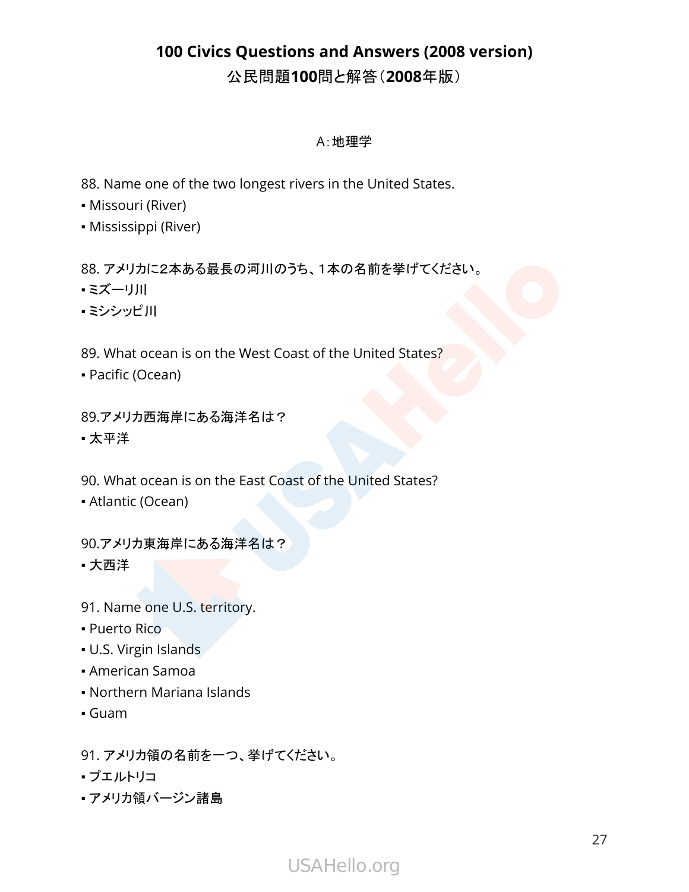# 100 Civics Questions and Answers (2008 version)
## 公民問題100問と解答（2008年版）

### A：地理学

88. Name one of the two longest rivers in the United States.
- Missouri (River)
- Mississippi (River)

88. アメリカに2本ある最長の河川のうち、1本の名前を挙げてください。
- ミズーリ川
- ミシシッピ川

89. What ocean is on the West Coast of the United States?
- Pacific (Ocean)

89.アメリカ西海岸にある海洋名は？
- 太平洋

90. What ocean is on the East Coast of the United States?
- Atlantic (Ocean)

90.アメリカ東海岸にある海洋名は？
- 大西洋

91. Name one U.S. territory.
- Puerto Rico
- U.S. Virgin Islands
- American Samoa
- Northern Mariana Islands
- Guam

91. アメリカ領の名前を一つ、挙げてください。
- プエルトリコ
- アメリカ領バージン諸島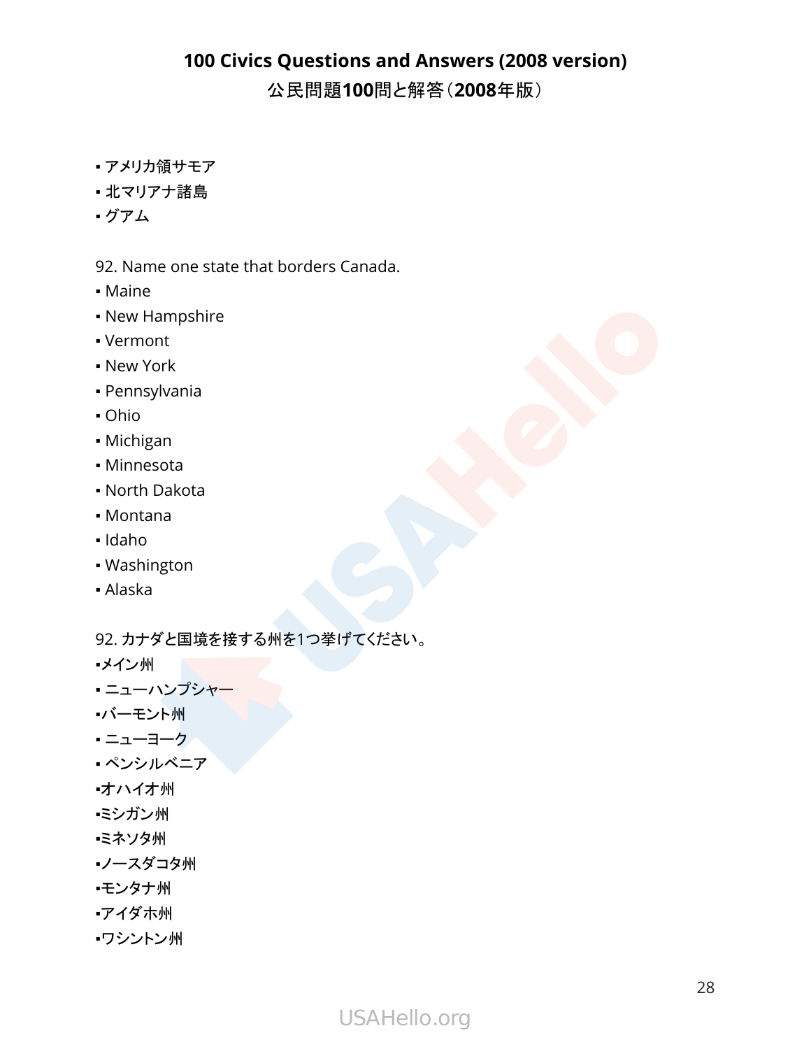- アメリカ領サモア
- 北マリアナ諸島
- グアム

92. Name one state that borders Canada.

- Maine
- New Hampshire
- Vermont
- New York
- Pennsylvania
- Ohio
- Michigan
- Minnesota
- North Dakota
- Montana
- Idaho
- Washington
- Alaska

92. カナダと国境を接する州を1つ挙げてください。

- メイン州
- ニューハンプシャー
- バーモント州
- ニューヨーク
- ペンシルベニア
- オハイオ州
- ミシガン州
- ミネソタ州
- ノースダコタ州
- モンタナ州
- アイダホ州
- ワシントン州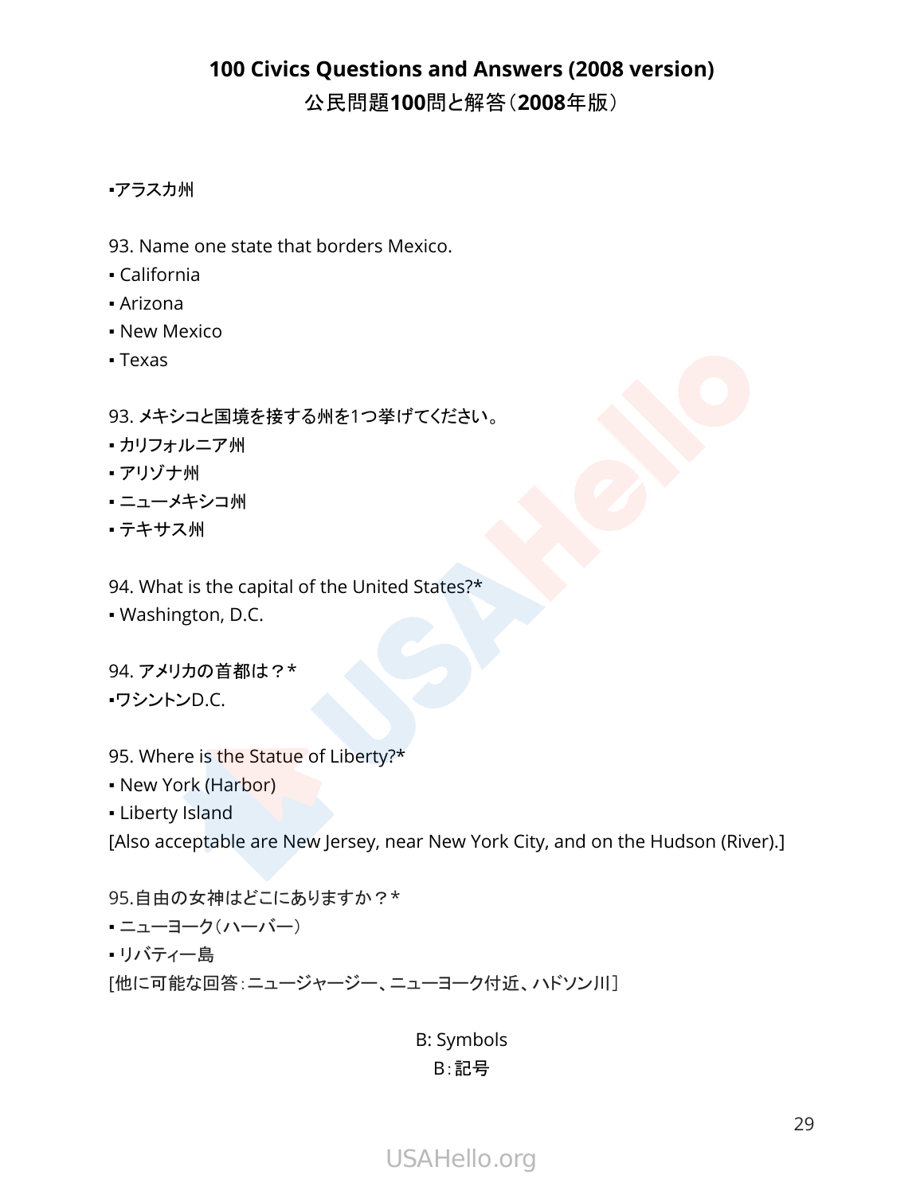▪アラスカ州

93. Name one state that borders Mexico.
▪ California
▪ Arizona
▪ New Mexico
▪ Texas

93. メキシコと国境を接する州を1つ挙げてください。
▪ カリフォルニア州
▪ アリゾナ州
▪ ニューメキシコ州
▪ テキサス州

94. What is the capital of the United States?*
▪ Washington, D.C.

94. アメリカの首都は？*
▪ワシントンD.C.

95. Where is the Statue of Liberty?*
▪ New York (Harbor)
▪ Liberty Island
[Also acceptable are New Jersey, near New York City, and on the Hudson (River).]

95.自由の女神はどこにありますか？*
▪ ニューヨーク（ハーバー）
▪ リバティー島
[他に可能な回答：ニュージャージー、ニューヨーク付近、ハドソン川]

## B: Symbols
## B：記号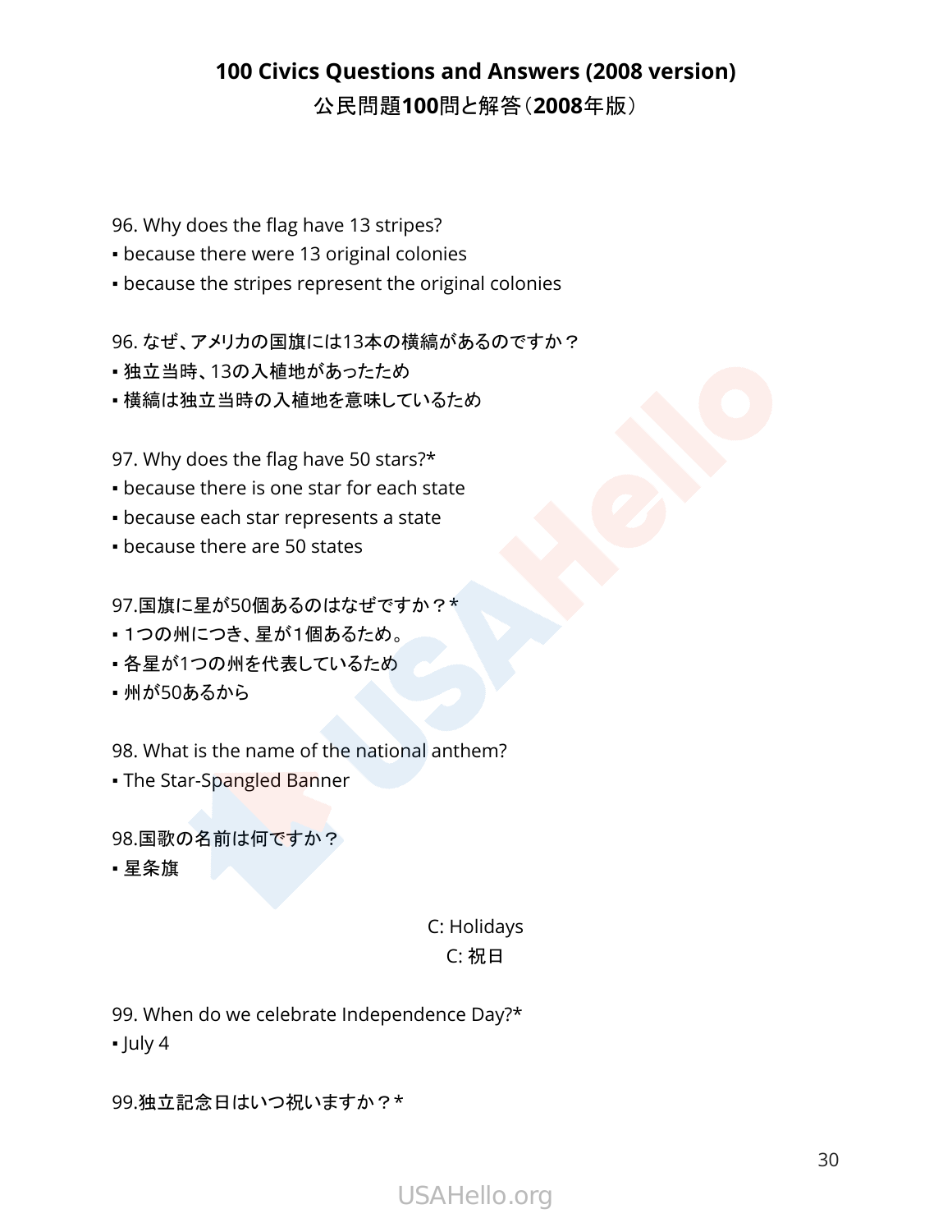96. Why does the flag have 13 stripes?
▪ because there were 13 original colonies
▪ because the stripes represent the original colonies

96. なぜ、アメリカの国旗には13本の横縞があるのですか？
▪ 独立当時、13の入植地があったため
▪ 横縞は独立当時の入植地を意味しているため

97. Why does the flag have 50 stars?*
▪ because there is one star for each state
▪ because each star represents a state
▪ because there are 50 states

97.国旗に星が50個あるのはなぜですか？*
▪ 1つの州につき、星が1個あるため。
▪ 各星が1つの州を代表しているため
▪ 州が50あるから

98. What is the name of the national anthem?
▪ The Star-Spangled Banner

98.国歌の名前は何ですか？
▪ 星条旗

## C: Holidays
## C: 祝日

99. When do we celebrate Independence Day?*
▪ July 4

99.独立記念日はいつ祝いますか？*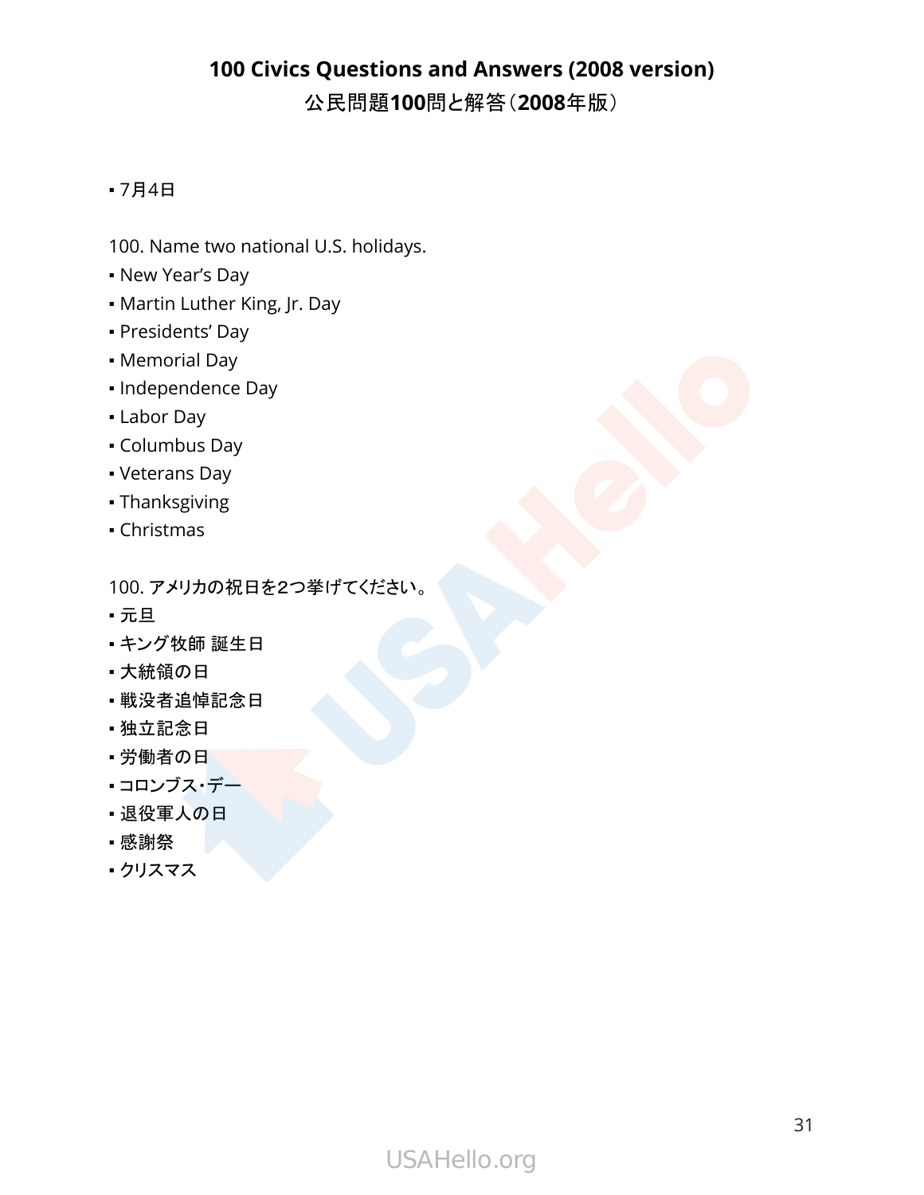- 7月4日

100. Name two national U.S. holidays.

- New Year's Day
- Martin Luther King, Jr. Day
- Presidents' Day
- Memorial Day
- Independence Day
- Labor Day
- Columbus Day
- Veterans Day
- Thanksgiving
- Christmas

100. アメリカの祝日を2つ挙げてください。

- 元旦
- キング牧師 誕生日
- 大統領の日
- 戦没者追悼記念日
- 独立記念日
- 労働者の日
- コロンブス・デー
- 退役軍人の日
- 感謝祭
- クリスマス